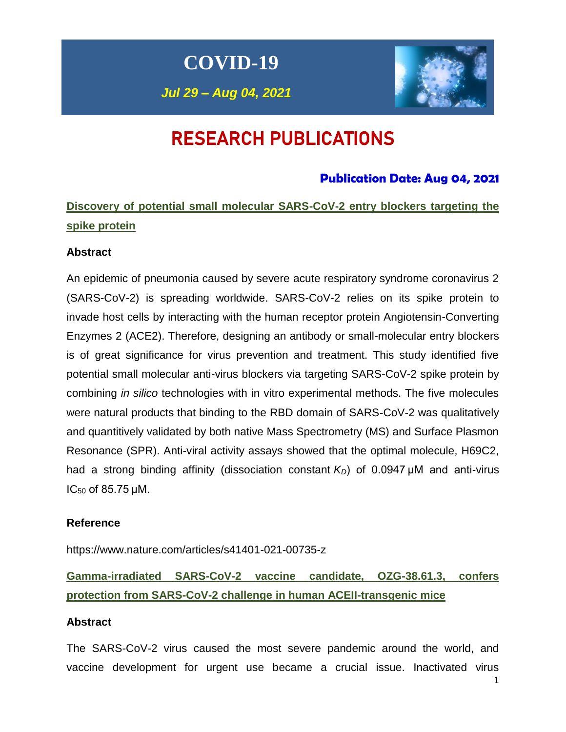# COVID-19

*Jul 29 – Aug 04, 2021*

# RESEARCH PUBLICATIONS

### Publication Date: Aug 04, 2021

## Discovery of potential small molecular SARS-CoV-2 entry blockers targeting the spike protein

**Abstract**

An epidemic of pneumonia caused by severe acute respiratory syndrome coronavirus 2 (SARS-CoV-2) is spreading worldwide. SARS-CoV-2 relies on its spike protein to invade host cells by interacting with the human receptor protein Angiotensin-Converting Enzymes 2 (ACE2). Therefore, designing an antibody or small-molecular entry blockers is of great significance for virus prevention and treatment. This study identified five potential small molecular anti-virus blockers via targeting SARS-CoV-2 spike protein by combining *in silico* technologies with in vitro experimental methods. The five molecules were natural products that binding to the RBD domain of SARS-CoV-2 was qualitatively and quantitively validated by both native Mass Spectrometry (MS) and Surface Plasmon Resonance (SPR). Anti-viral activity assays showed that the optimal molecule, H69C2, had a strong binding affinity (dissociation constant $K_D$) of 0.0947 μM and anti-virus $IC_{50}$ of 85.75 μM.

**Reference**

https://www.nature.com/articles/s41401-021-00735-z

## Gamma-irradiated SARS-CoV-2 vaccine candidate, OZG-38.61.3, confers protection from SARS-CoV-2 challenge in human ACEII-transgenic mice

**Abstract**

The SARS-CoV-2 virus caused the most severe pandemic around the world, and vaccine development for urgent use became a crucial issue. Inactivated virus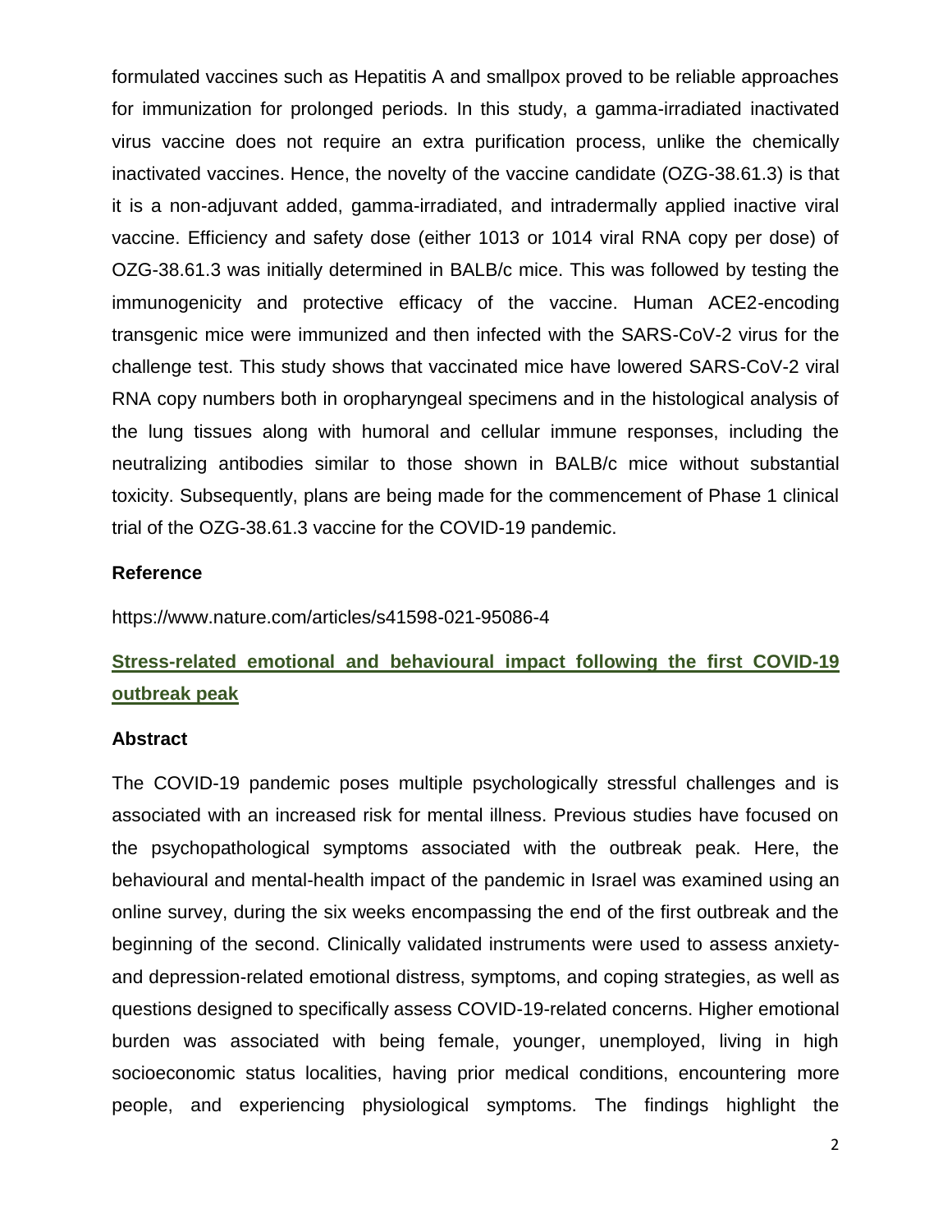formulated vaccines such as Hepatitis A and smallpox proved to be reliable approaches for immunization for prolonged periods. In this study, a gamma-irradiated inactivated virus vaccine does not require an extra purification process, unlike the chemically inactivated vaccines. Hence, the novelty of the vaccine candidate (OZG-38.61.3) is that it is a non-adjuvant added, gamma-irradiated, and intradermally applied inactive viral vaccine. Efficiency and safety dose (either 1013 or 1014 viral RNA copy per dose) of OZG-38.61.3 was initially determined in BALB/c mice. This was followed by testing the immunogenicity and protective efficacy of the vaccine. Human ACE2-encoding transgenic mice were immunized and then infected with the SARS-CoV-2 virus for the challenge test. This study shows that vaccinated mice have lowered SARS-CoV-2 viral RNA copy numbers both in oropharyngeal specimens and in the histological analysis of the lung tissues along with humoral and cellular immune responses, including the neutralizing antibodies similar to those shown in BALB/c mice without substantial toxicity. Subsequently, plans are being made for the commencement of Phase 1 clinical trial of the OZG-38.61.3 vaccine for the COVID-19 pandemic.

**Reference**

https://www.nature.com/articles/s41598-021-95086-4

## Stress-related emotional and behavioural impact following the first COVID-19 outbreak peak

**Abstract**

The COVID-19 pandemic poses multiple psychologically stressful challenges and is associated with an increased risk for mental illness. Previous studies have focused on the psychopathological symptoms associated with the outbreak peak. Here, the behavioural and mental-health impact of the pandemic in Israel was examined using an online survey, during the six weeks encompassing the end of the first outbreak and the beginning of the second. Clinically validated instruments were used to assess anxiety- and depression-related emotional distress, symptoms, and coping strategies, as well as questions designed to specifically assess COVID-19-related concerns. Higher emotional burden was associated with being female, younger, unemployed, living in high socioeconomic status localities, having prior medical conditions, encountering more people, and experiencing physiological symptoms. The findings highlight the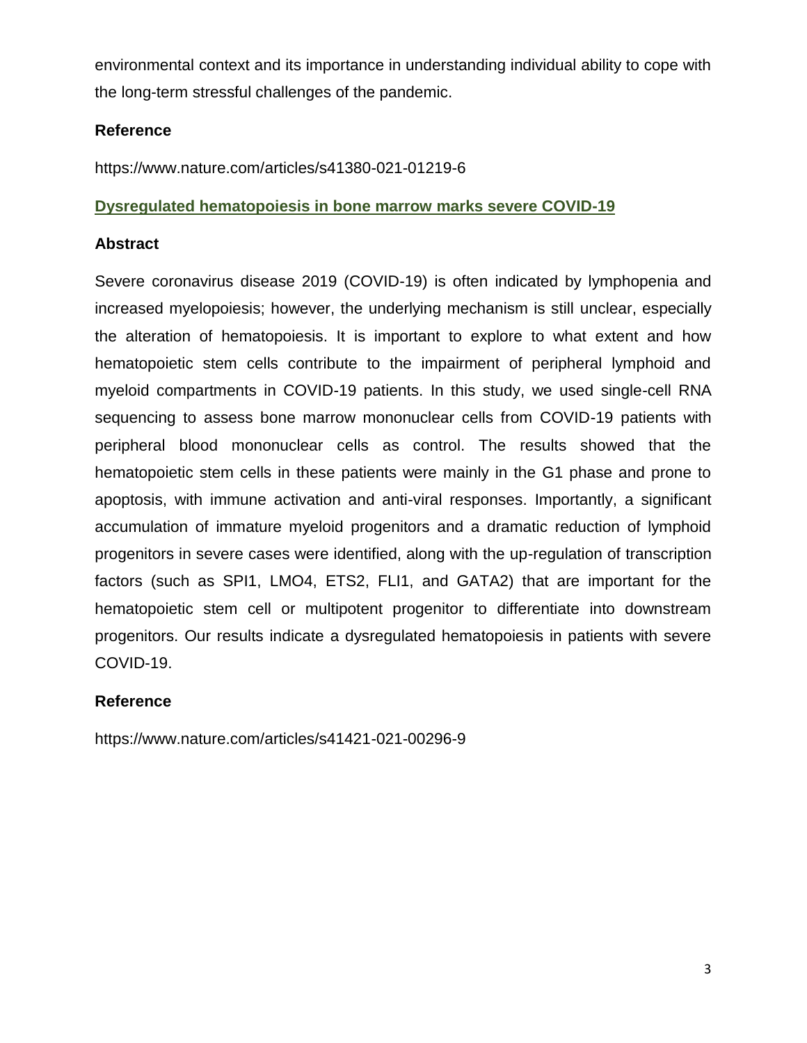environmental context and its importance in understanding individual ability to cope with the long-term stressful challenges of the pandemic.

**Reference**

https://www.nature.com/articles/s41380-021-01219-6

## Dysregulated hematopoiesis in bone marrow marks severe COVID-19

**Abstract**

Severe coronavirus disease 2019 (COVID-19) is often indicated by lymphopenia and increased myelopoiesis; however, the underlying mechanism is still unclear, especially the alteration of hematopoiesis. It is important to explore to what extent and how hematopoietic stem cells contribute to the impairment of peripheral lymphoid and myeloid compartments in COVID-19 patients. In this study, we used single-cell RNA sequencing to assess bone marrow mononuclear cells from COVID-19 patients with peripheral blood mononuclear cells as control. The results showed that the hematopoietic stem cells in these patients were mainly in the G1 phase and prone to apoptosis, with immune activation and anti-viral responses. Importantly, a significant accumulation of immature myeloid progenitors and a dramatic reduction of lymphoid progenitors in severe cases were identified, along with the up-regulation of transcription factors (such as SPI1, LMO4, ETS2, FLI1, and GATA2) that are important for the hematopoietic stem cell or multipotent progenitor to differentiate into downstream progenitors. Our results indicate a dysregulated hematopoiesis in patients with severe COVID-19.

**Reference**

https://www.nature.com/articles/s41421-021-00296-9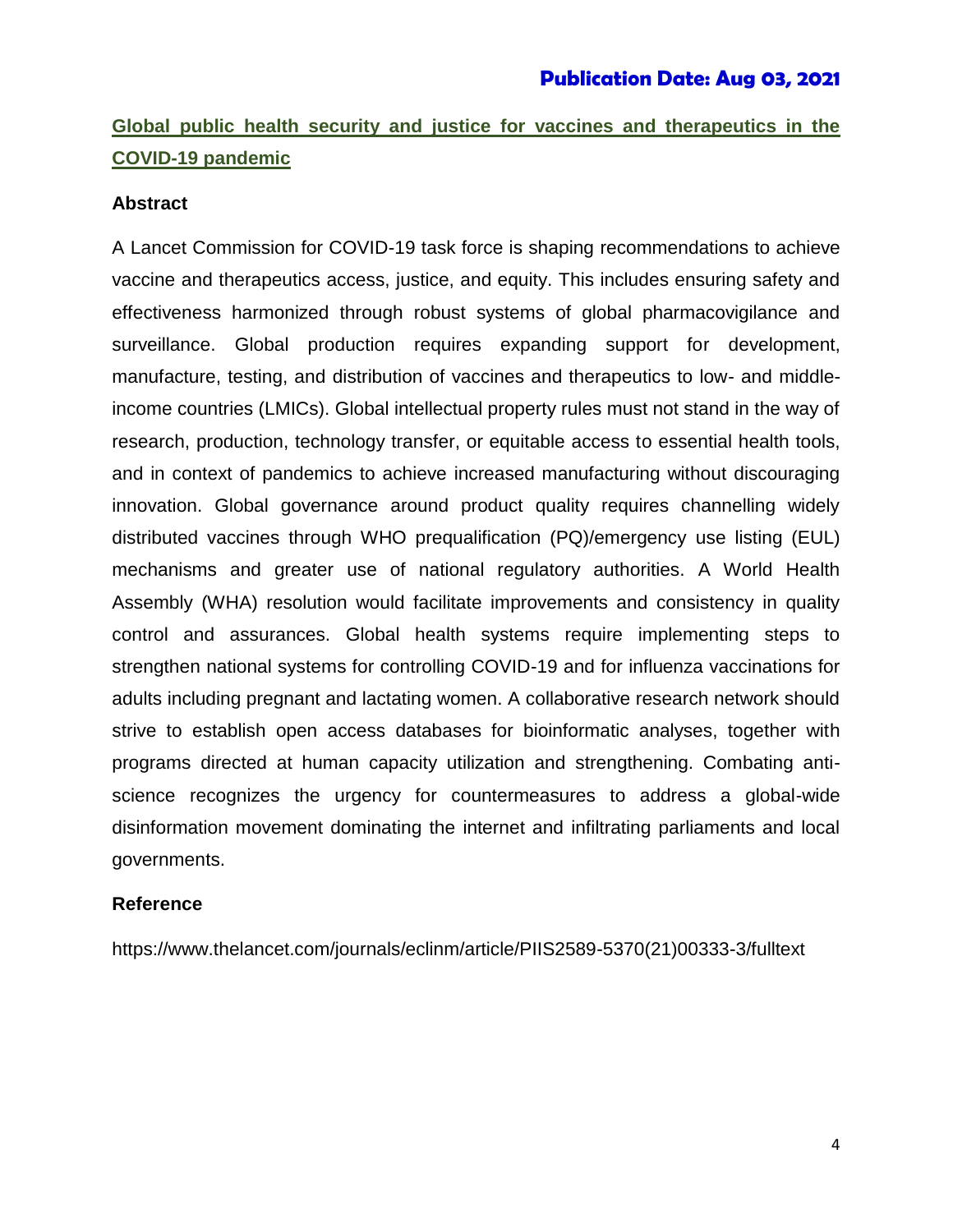**Publication Date: Aug 03, 2021**

## Global public health security and justice for vaccines and therapeutics in the COVID-19 pandemic

### Abstract

A Lancet Commission for COVID-19 task force is shaping recommendations to achieve vaccine and therapeutics access, justice, and equity. This includes ensuring safety and effectiveness harmonized through robust systems of global pharmacovigilance and surveillance. Global production requires expanding support for development, manufacture, testing, and distribution of vaccines and therapeutics to low- and middle-income countries (LMICs). Global intellectual property rules must not stand in the way of research, production, technology transfer, or equitable access to essential health tools, and in context of pandemics to achieve increased manufacturing without discouraging innovation. Global governance around product quality requires channelling widely distributed vaccines through WHO prequalification (PQ)/emergency use listing (EUL) mechanisms and greater use of national regulatory authorities. A World Health Assembly (WHA) resolution would facilitate improvements and consistency in quality control and assurances. Global health systems require implementing steps to strengthen national systems for controlling COVID-19 and for influenza vaccinations for adults including pregnant and lactating women. A collaborative research network should strive to establish open access databases for bioinformatic analyses, together with programs directed at human capacity utilization and strengthening. Combating anti-science recognizes the urgency for countermeasures to address a global-wide disinformation movement dominating the internet and infiltrating parliaments and local governments.

### Reference

https://www.thelancet.com/journals/eclinm/article/PIIS2589-5370(21)00333-3/fulltext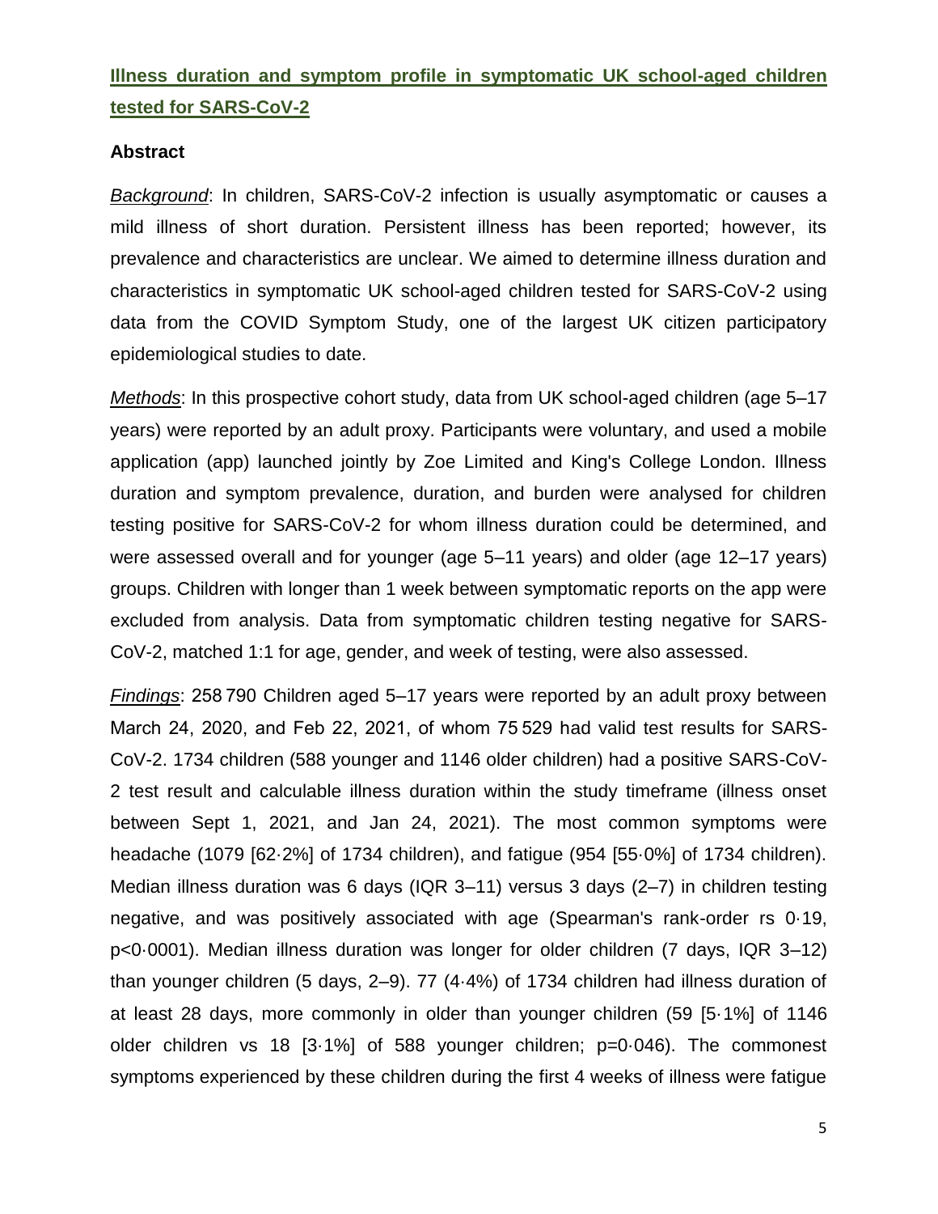## Illness duration and symptom profile in symptomatic UK school-aged children tested for SARS-CoV-2

### Abstract

*Background*: In children, SARS-CoV-2 infection is usually asymptomatic or causes a mild illness of short duration. Persistent illness has been reported; however, its prevalence and characteristics are unclear. We aimed to determine illness duration and characteristics in symptomatic UK school-aged children tested for SARS-CoV-2 using data from the COVID Symptom Study, one of the largest UK citizen participatory epidemiological studies to date.

*Methods*: In this prospective cohort study, data from UK school-aged children (age 5–17 years) were reported by an adult proxy. Participants were voluntary, and used a mobile application (app) launched jointly by Zoe Limited and King's College London. Illness duration and symptom prevalence, duration, and burden were analysed for children testing positive for SARS-CoV-2 for whom illness duration could be determined, and were assessed overall and for younger (age 5–11 years) and older (age 12–17 years) groups. Children with longer than 1 week between symptomatic reports on the app were excluded from analysis. Data from symptomatic children testing negative for SARS-CoV-2, matched 1:1 for age, gender, and week of testing, were also assessed.

*Findings*: 258 790 Children aged 5–17 years were reported by an adult proxy between March 24, 2020, and Feb 22, 2021, of whom 75 529 had valid test results for SARS-CoV-2. 1734 children (588 younger and 1146 older children) had a positive SARS-CoV-2 test result and calculable illness duration within the study timeframe (illness onset between Sept 1, 2021, and Jan 24, 2021). The most common symptoms were headache (1079 [62·2%] of 1734 children), and fatigue (954 [55·0%] of 1734 children). Median illness duration was 6 days (IQR 3–11) versus 3 days (2–7) in children testing negative, and was positively associated with age (Spearman's rank-order $r_s$ 0·19, $p<0·0001$). Median illness duration was longer for older children (7 days, IQR 3–12) than younger children (5 days, 2–9). 77 (4·4%) of 1734 children had illness duration of at least 28 days, more commonly in older than younger children (59 [5·1%] of 1146 older children vs 18 [3·1%] of 588 younger children; $p=0·046$). The commonest symptoms experienced by these children during the first 4 weeks of illness were fatigue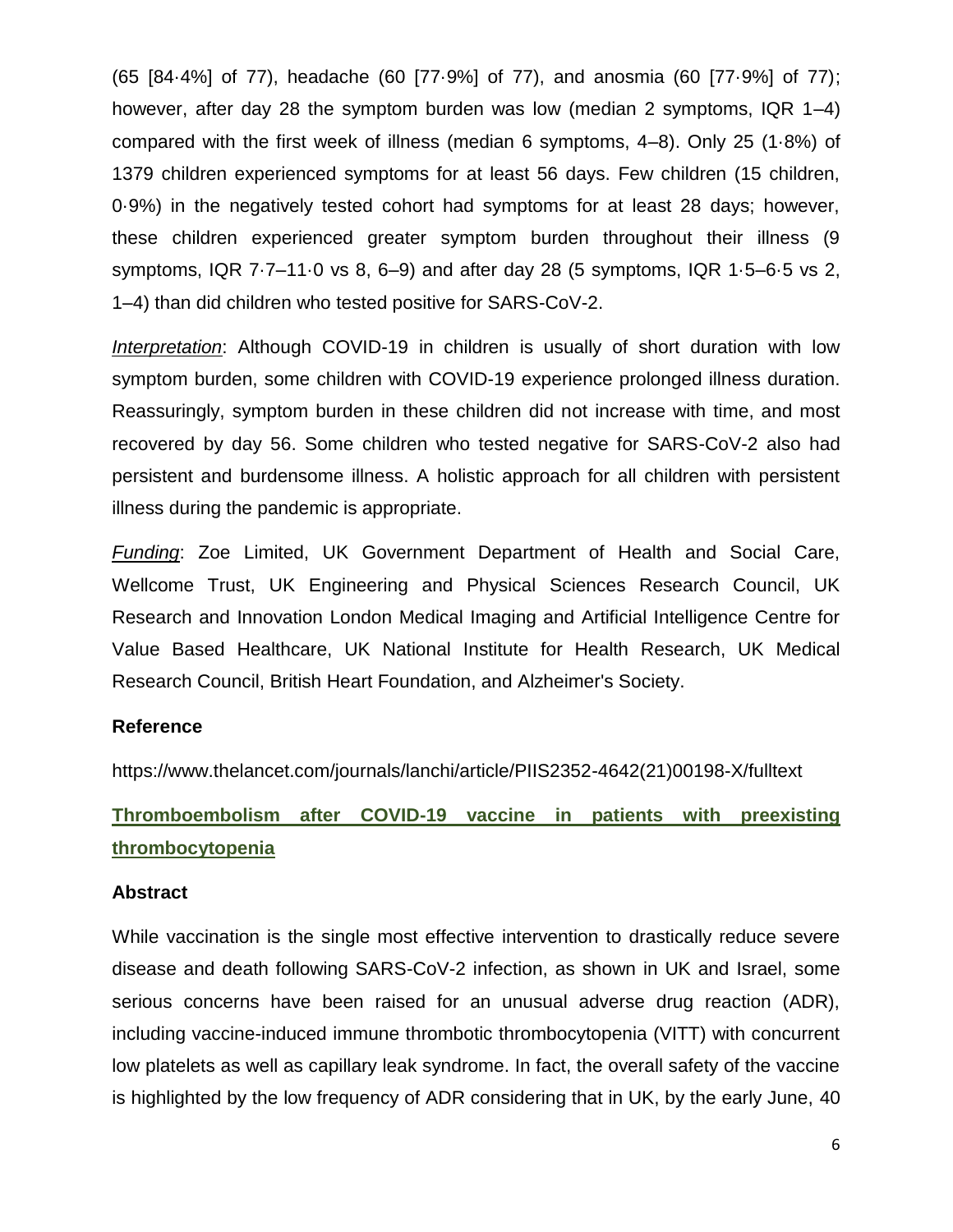(65 [84·4%] of 77), headache (60 [77·9%] of 77), and anosmia (60 [77·9%] of 77); however, after day 28 the symptom burden was low (median 2 symptoms, IQR 1–4) compared with the first week of illness (median 6 symptoms, 4–8). Only 25 (1·8%) of 1379 children experienced symptoms for at least 56 days. Few children (15 children, 0·9%) in the negatively tested cohort had symptoms for at least 28 days; however, these children experienced greater symptom burden throughout their illness (9 symptoms, IQR 7·7–11·0 vs 8, 6–9) and after day 28 (5 symptoms, IQR 1·5–6·5 vs 2, 1–4) than did children who tested positive for SARS-CoV-2.

*Interpretation*: Although COVID-19 in children is usually of short duration with low symptom burden, some children with COVID-19 experience prolonged illness duration. Reassuringly, symptom burden in these children did not increase with time, and most recovered by day 56. Some children who tested negative for SARS-CoV-2 also had persistent and burdensome illness. A holistic approach for all children with persistent illness during the pandemic is appropriate.

*Funding*: Zoe Limited, UK Government Department of Health and Social Care, Wellcome Trust, UK Engineering and Physical Sciences Research Council, UK Research and Innovation London Medical Imaging and Artificial Intelligence Centre for Value Based Healthcare, UK National Institute for Health Research, UK Medical Research Council, British Heart Foundation, and Alzheimer's Society.

**Reference**

https://www.thelancet.com/journals/lanchi/article/PIIS2352-4642(21)00198-X/fulltext

## Thromboembolism after COVID-19 vaccine in patients with preexisting thrombocytopenia

**Abstract**

While vaccination is the single most effective intervention to drastically reduce severe disease and death following SARS-CoV-2 infection, as shown in UK and Israel, some serious concerns have been raised for an unusual adverse drug reaction (ADR), including vaccine-induced immune thrombotic thrombocytopenia (VITT) with concurrent low platelets as well as capillary leak syndrome. In fact, the overall safety of the vaccine is highlighted by the low frequency of ADR considering that in UK, by the early June, 40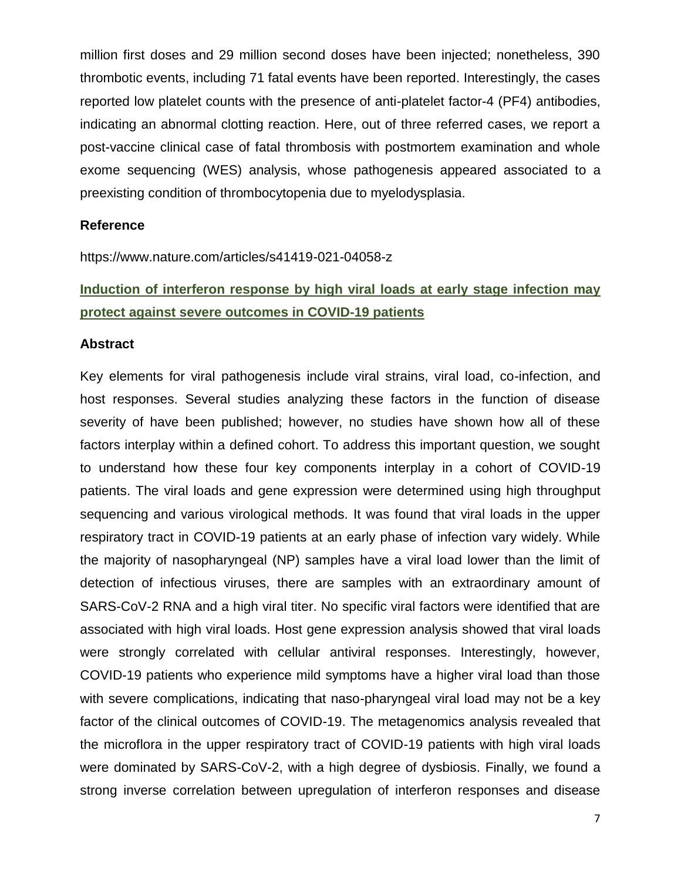million first doses and 29 million second doses have been injected; nonetheless, 390 thrombotic events, including 71 fatal events have been reported. Interestingly, the cases reported low platelet counts with the presence of anti-platelet factor-4 (PF4) antibodies, indicating an abnormal clotting reaction. Here, out of three referred cases, we report a post-vaccine clinical case of fatal thrombosis with postmortem examination and whole exome sequencing (WES) analysis, whose pathogenesis appeared associated to a preexisting condition of thrombocytopenia due to myelodysplasia.

### Reference

https://www.nature.com/articles/s41419-021-04058-z

## Induction of interferon response by high viral loads at early stage infection may protect against severe outcomes in COVID-19 patients

### Abstract

Key elements for viral pathogenesis include viral strains, viral load, co-infection, and host responses. Several studies analyzing these factors in the function of disease severity of have been published; however, no studies have shown how all of these factors interplay within a defined cohort. To address this important question, we sought to understand how these four key components interplay in a cohort of COVID-19 patients. The viral loads and gene expression were determined using high throughput sequencing and various virological methods. It was found that viral loads in the upper respiratory tract in COVID-19 patients at an early phase of infection vary widely. While the majority of nasopharyngeal (NP) samples have a viral load lower than the limit of detection of infectious viruses, there are samples with an extraordinary amount of SARS-CoV-2 RNA and a high viral titer. No specific viral factors were identified that are associated with high viral loads. Host gene expression analysis showed that viral loads were strongly correlated with cellular antiviral responses. Interestingly, however, COVID-19 patients who experience mild symptoms have a higher viral load than those with severe complications, indicating that naso-pharyngeal viral load may not be a key factor of the clinical outcomes of COVID-19. The metagenomics analysis revealed that the microflora in the upper respiratory tract of COVID-19 patients with high viral loads were dominated by SARS-CoV-2, with a high degree of dysbiosis. Finally, we found a strong inverse correlation between upregulation of interferon responses and disease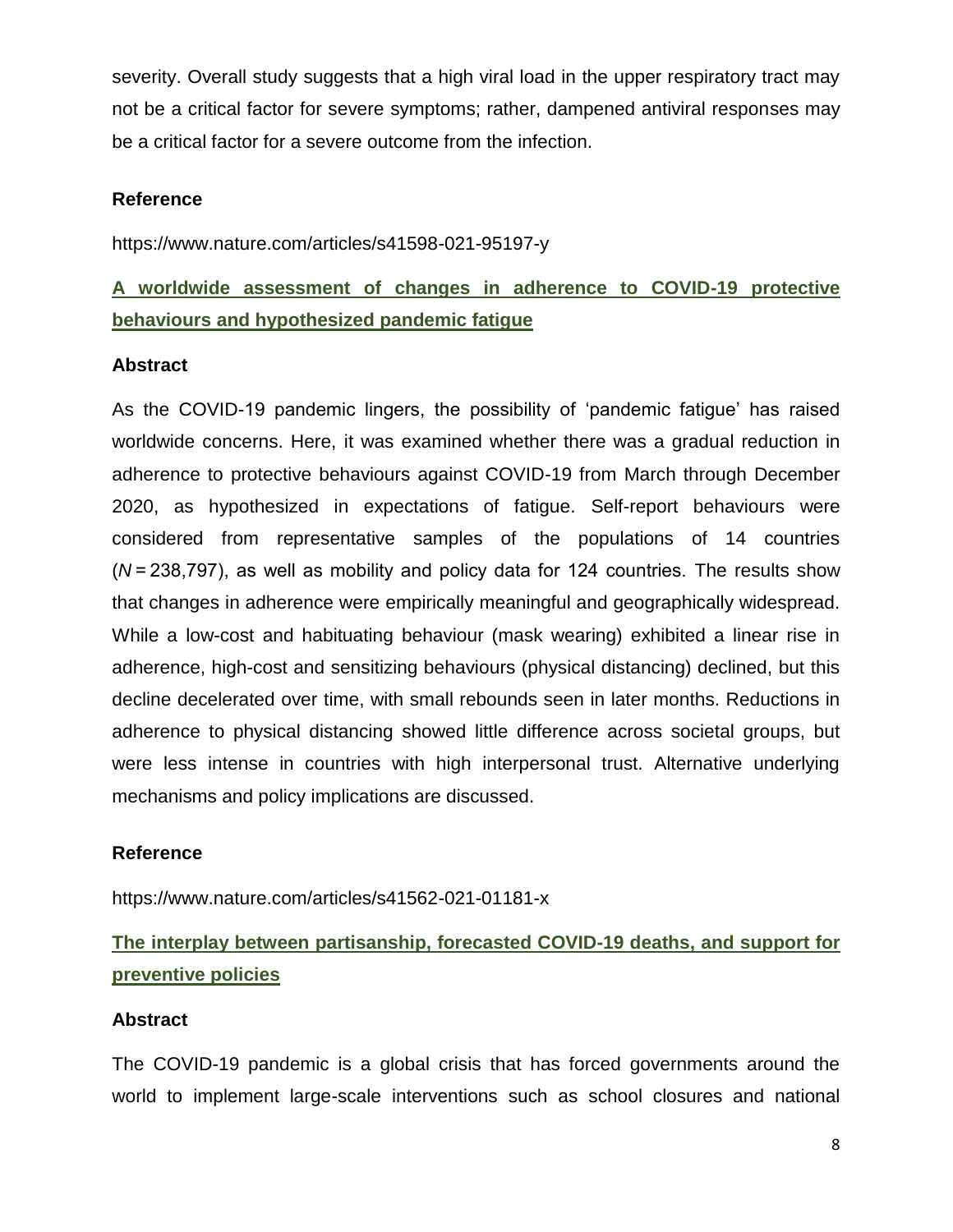severity. Overall study suggests that a high viral load in the upper respiratory tract may not be a critical factor for severe symptoms; rather, dampened antiviral responses may be a critical factor for a severe outcome from the infection.

**Reference**

https://www.nature.com/articles/s41598-021-95197-y

## A worldwide assessment of changes in adherence to COVID-19 protective behaviours and hypothesized pandemic fatigue

**Abstract**

As the COVID-19 pandemic lingers, the possibility of 'pandemic fatigue' has raised worldwide concerns. Here, it was examined whether there was a gradual reduction in adherence to protective behaviours against COVID-19 from March through December 2020, as hypothesized in expectations of fatigue. Self-report behaviours were considered from representative samples of the populations of 14 countries ($N = 238{,}797$), as well as mobility and policy data for 124 countries. The results show that changes in adherence were empirically meaningful and geographically widespread. While a low-cost and habituating behaviour (mask wearing) exhibited a linear rise in adherence, high-cost and sensitizing behaviours (physical distancing) declined, but this decline decelerated over time, with small rebounds seen in later months. Reductions in adherence to physical distancing showed little difference across societal groups, but were less intense in countries with high interpersonal trust. Alternative underlying mechanisms and policy implications are discussed.

**Reference**

https://www.nature.com/articles/s41562-021-01181-x

## The interplay between partisanship, forecasted COVID-19 deaths, and support for preventive policies

**Abstract**

The COVID-19 pandemic is a global crisis that has forced governments around the world to implement large-scale interventions such as school closures and national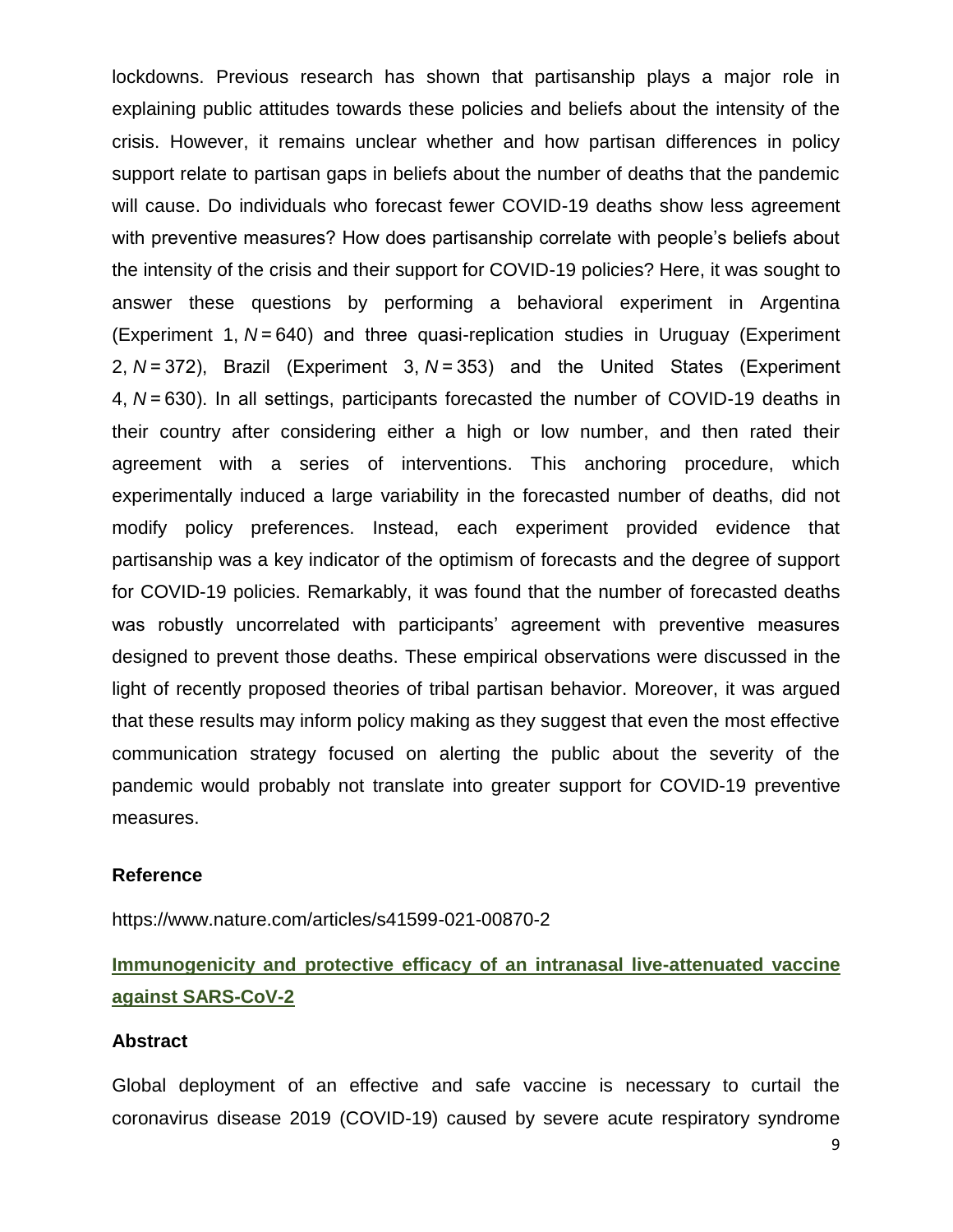lockdowns. Previous research has shown that partisanship plays a major role in explaining public attitudes towards these policies and beliefs about the intensity of the crisis. However, it remains unclear whether and how partisan differences in policy support relate to partisan gaps in beliefs about the number of deaths that the pandemic will cause. Do individuals who forecast fewer COVID-19 deaths show less agreement with preventive measures? How does partisanship correlate with people's beliefs about the intensity of the crisis and their support for COVID-19 policies? Here, it was sought to answer these questions by performing a behavioral experiment in Argentina (Experiment 1, $N = 640$) and three quasi-replication studies in Uruguay (Experiment 2, $N = 372$), Brazil (Experiment 3, $N = 353$) and the United States (Experiment 4, $N = 630$). In all settings, participants forecasted the number of COVID-19 deaths in their country after considering either a high or low number, and then rated their agreement with a series of interventions. This anchoring procedure, which experimentally induced a large variability in the forecasted number of deaths, did not modify policy preferences. Instead, each experiment provided evidence that partisanship was a key indicator of the optimism of forecasts and the degree of support for COVID-19 policies. Remarkably, it was found that the number of forecasted deaths was robustly uncorrelated with participants' agreement with preventive measures designed to prevent those deaths. These empirical observations were discussed in the light of recently proposed theories of tribal partisan behavior. Moreover, it was argued that these results may inform policy making as they suggest that even the most effective communication strategy focused on alerting the public about the severity of the pandemic would probably not translate into greater support for COVID-19 preventive measures.

**Reference**

https://www.nature.com/articles/s41599-021-00870-2

## Immunogenicity and protective efficacy of an intranasal live-attenuated vaccine against SARS-CoV-2

**Abstract**

Global deployment of an effective and safe vaccine is necessary to curtail the coronavirus disease 2019 (COVID-19) caused by severe acute respiratory syndrome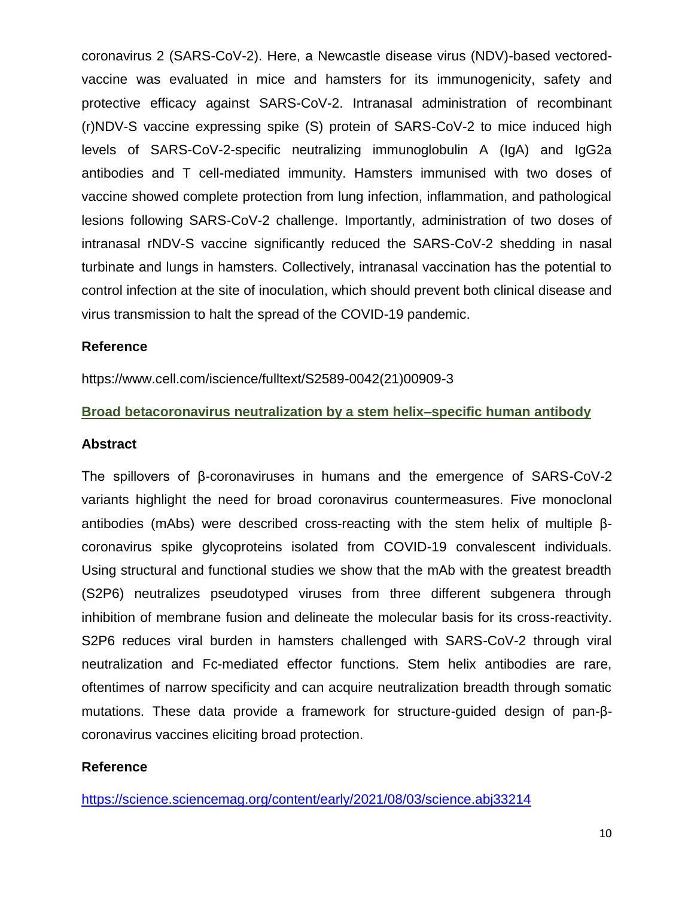coronavirus 2 (SARS-CoV-2). Here, a Newcastle disease virus (NDV)-based vectored-vaccine was evaluated in mice and hamsters for its immunogenicity, safety and protective efficacy against SARS-CoV-2. Intranasal administration of recombinant (r)NDV-S vaccine expressing spike (S) protein of SARS-CoV-2 to mice induced high levels of SARS-CoV-2-specific neutralizing immunoglobulin A (IgA) and IgG2a antibodies and T cell-mediated immunity. Hamsters immunised with two doses of vaccine showed complete protection from lung infection, inflammation, and pathological lesions following SARS-CoV-2 challenge. Importantly, administration of two doses of intranasal rNDV-S vaccine significantly reduced the SARS-CoV-2 shedding in nasal turbinate and lungs in hamsters. Collectively, intranasal vaccination has the potential to control infection at the site of inoculation, which should prevent both clinical disease and virus transmission to halt the spread of the COVID-19 pandemic.

**Reference**

https://www.cell.com/iscience/fulltext/S2589-0042(21)00909-3

**Broad betacoronavirus neutralization by a stem helix–specific human antibody**

**Abstract**

The spillovers of β-coronaviruses in humans and the emergence of SARS-CoV-2 variants highlight the need for broad coronavirus countermeasures. Five monoclonal antibodies (mAbs) were described cross-reacting with the stem helix of multiple β-coronavirus spike glycoproteins isolated from COVID-19 convalescent individuals. Using structural and functional studies we show that the mAb with the greatest breadth (S2P6) neutralizes pseudotyped viruses from three different subgenera through inhibition of membrane fusion and delineate the molecular basis for its cross-reactivity. S2P6 reduces viral burden in hamsters challenged with SARS-CoV-2 through viral neutralization and Fc-mediated effector functions. Stem helix antibodies are rare, oftentimes of narrow specificity and can acquire neutralization breadth through somatic mutations. These data provide a framework for structure-guided design of pan-β-coronavirus vaccines eliciting broad protection.

**Reference**

https://science.sciencemag.org/content/early/2021/08/03/science.abj33214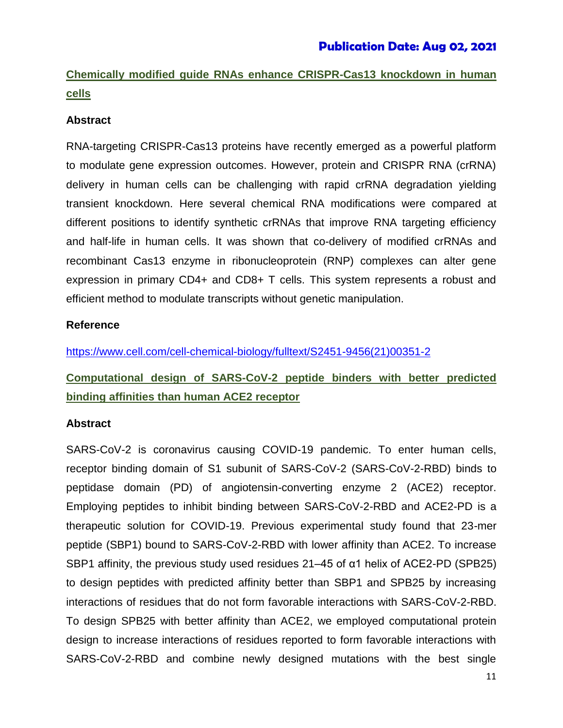**Publication Date: Aug 02, 2021**

## Chemically modified guide RNAs enhance CRISPR-Cas13 knockdown in human cells

### Abstract

RNA-targeting CRISPR-Cas13 proteins have recently emerged as a powerful platform to modulate gene expression outcomes. However, protein and CRISPR RNA (crRNA) delivery in human cells can be challenging with rapid crRNA degradation yielding transient knockdown. Here several chemical RNA modifications were compared at different positions to identify synthetic crRNAs that improve RNA targeting efficiency and half-life in human cells. It was shown that co-delivery of modified crRNAs and recombinant Cas13 enzyme in ribonucleoprotein (RNP) complexes can alter gene expression in primary CD4+ and CD8+ T cells. This system represents a robust and efficient method to modulate transcripts without genetic manipulation.

### Reference

https://www.cell.com/cell-chemical-biology/fulltext/S2451-9456(21)00351-2

## Computational design of SARS-CoV-2 peptide binders with better predicted binding affinities than human ACE2 receptor

### Abstract

SARS-CoV-2 is coronavirus causing COVID-19 pandemic. To enter human cells, receptor binding domain of S1 subunit of SARS-CoV-2 (SARS-CoV-2-RBD) binds to peptidase domain (PD) of angiotensin-converting enzyme 2 (ACE2) receptor. Employing peptides to inhibit binding between SARS-CoV-2-RBD and ACE2-PD is a therapeutic solution for COVID-19. Previous experimental study found that 23-mer peptide (SBP1) bound to SARS-CoV-2-RBD with lower affinity than ACE2. To increase SBP1 affinity, the previous study used residues 21–45 of α1 helix of ACE2-PD (SPB25) to design peptides with predicted affinity better than SBP1 and SPB25 by increasing interactions of residues that do not form favorable interactions with SARS-CoV-2-RBD. To design SPB25 with better affinity than ACE2, we employed computational protein design to increase interactions of residues reported to form favorable interactions with SARS-CoV-2-RBD and combine newly designed mutations with the best single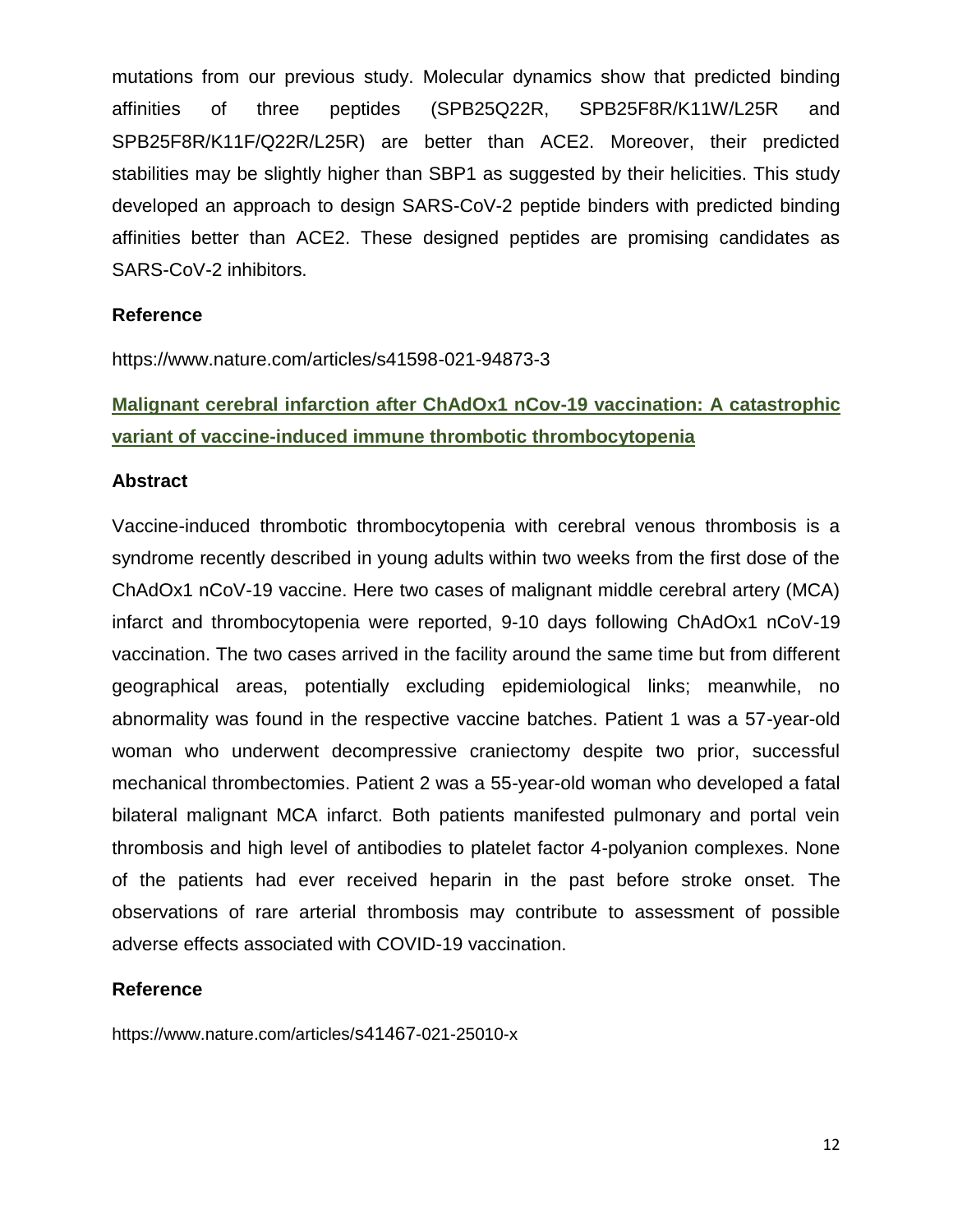mutations from our previous study. Molecular dynamics show that predicted binding affinities of three peptides (SPB25Q22R, SPB25F8R/K11W/L25R and SPB25F8R/K11F/Q22R/L25R) are better than ACE2. Moreover, their predicted stabilities may be slightly higher than SBP1 as suggested by their helicities. This study developed an approach to design SARS-CoV-2 peptide binders with predicted binding affinities better than ACE2. These designed peptides are promising candidates as SARS-CoV-2 inhibitors.

### Reference

https://www.nature.com/articles/s41598-021-94873-3

## Malignant cerebral infarction after ChAdOx1 nCov-19 vaccination: A catastrophic variant of vaccine-induced immune thrombotic thrombocytopenia

### Abstract

Vaccine-induced thrombotic thrombocytopenia with cerebral venous thrombosis is a syndrome recently described in young adults within two weeks from the first dose of the ChAdOx1 nCoV-19 vaccine. Here two cases of malignant middle cerebral artery (MCA) infarct and thrombocytopenia were reported, 9-10 days following ChAdOx1 nCoV-19 vaccination. The two cases arrived in the facility around the same time but from different geographical areas, potentially excluding epidemiological links; meanwhile, no abnormality was found in the respective vaccine batches. Patient 1 was a 57-year-old woman who underwent decompressive craniectomy despite two prior, successful mechanical thrombectomies. Patient 2 was a 55-year-old woman who developed a fatal bilateral malignant MCA infarct. Both patients manifested pulmonary and portal vein thrombosis and high level of antibodies to platelet factor 4-polyanion complexes. None of the patients had ever received heparin in the past before stroke onset. The observations of rare arterial thrombosis may contribute to assessment of possible adverse effects associated with COVID-19 vaccination.

### Reference

https://www.nature.com/articles/s41467-021-25010-x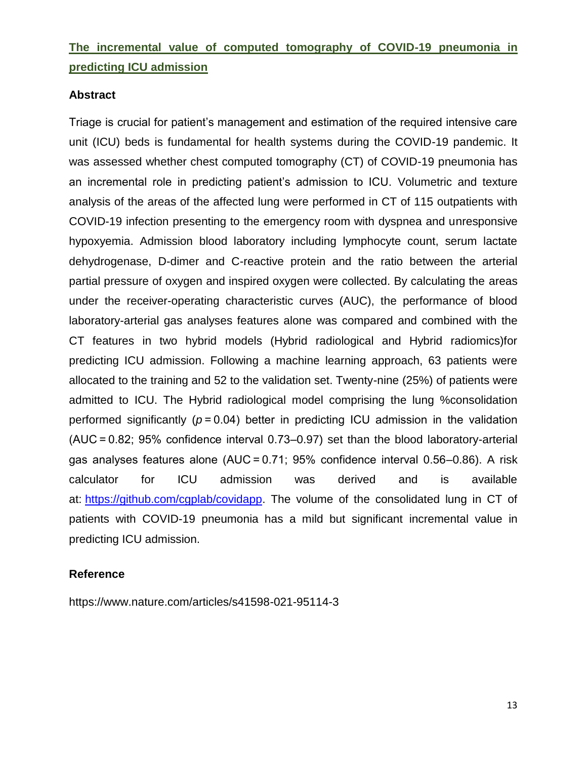## The incremental value of computed tomography of COVID-19 pneumonia in predicting ICU admission

### Abstract

Triage is crucial for patient's management and estimation of the required intensive care unit (ICU) beds is fundamental for health systems during the COVID-19 pandemic. It was assessed whether chest computed tomography (CT) of COVID-19 pneumonia has an incremental role in predicting patient's admission to ICU. Volumetric and texture analysis of the areas of the affected lung were performed in CT of 115 outpatients with COVID-19 infection presenting to the emergency room with dyspnea and unresponsive hypoxyemia. Admission blood laboratory including lymphocyte count, serum lactate dehydrogenase, D-dimer and C-reactive protein and the ratio between the arterial partial pressure of oxygen and inspired oxygen were collected. By calculating the areas under the receiver-operating characteristic curves (AUC), the performance of blood laboratory-arterial gas analyses features alone was compared and combined with the CT features in two hybrid models (Hybrid radiological and Hybrid radiomics)for predicting ICU admission. Following a machine learning approach, 63 patients were allocated to the training and 52 to the validation set. Twenty-nine (25%) of patients were admitted to ICU. The Hybrid radiological model comprising the lung %consolidation performed significantly ($p = 0.04$) better in predicting ICU admission in the validation (AUC = 0.82; 95% confidence interval 0.73–0.97) set than the blood laboratory-arterial gas analyses features alone (AUC = 0.71; 95% confidence interval 0.56–0.86). A risk calculator for ICU admission was derived and is available at: [https://github.com/cgplab/covidapp](https://github.com/cgplab/covidapp). The volume of the consolidated lung in CT of patients with COVID-19 pneumonia has a mild but significant incremental value in predicting ICU admission.

### Reference

https://www.nature.com/articles/s41598-021-95114-3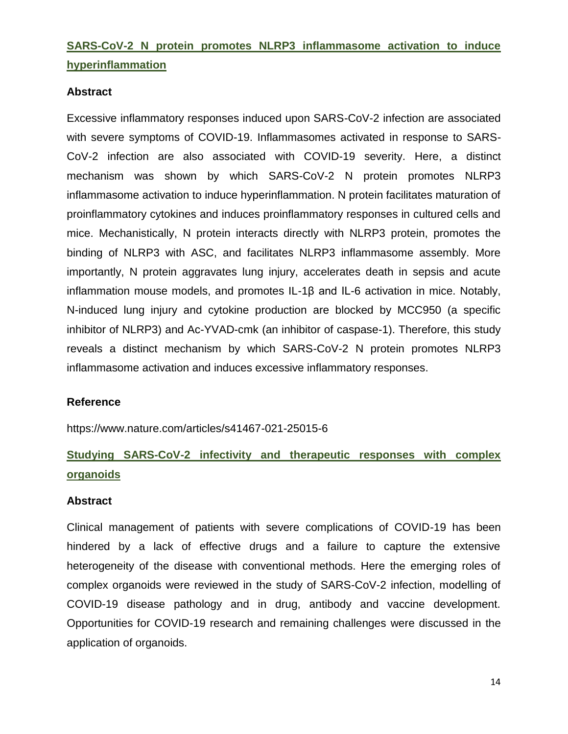## SARS-CoV-2 N protein promotes NLRP3 inflammasome activation to induce hyperinflammation

### Abstract

Excessive inflammatory responses induced upon SARS-CoV-2 infection are associated with severe symptoms of COVID-19. Inflammasomes activated in response to SARS-CoV-2 infection are also associated with COVID-19 severity. Here, a distinct mechanism was shown by which SARS-CoV-2 N protein promotes NLRP3 inflammasome activation to induce hyperinflammation. N protein facilitates maturation of proinflammatory cytokines and induces proinflammatory responses in cultured cells and mice. Mechanistically, N protein interacts directly with NLRP3 protein, promotes the binding of NLRP3 with ASC, and facilitates NLRP3 inflammasome assembly. More importantly, N protein aggravates lung injury, accelerates death in sepsis and acute inflammation mouse models, and promotes IL-1β and IL-6 activation in mice. Notably, N-induced lung injury and cytokine production are blocked by MCC950 (a specific inhibitor of NLRP3) and Ac-YVAD-cmk (an inhibitor of caspase-1). Therefore, this study reveals a distinct mechanism by which SARS-CoV-2 N protein promotes NLRP3 inflammasome activation and induces excessive inflammatory responses.

### Reference

https://www.nature.com/articles/s41467-021-25015-6

## Studying SARS-CoV-2 infectivity and therapeutic responses with complex organoids

### Abstract

Clinical management of patients with severe complications of COVID-19 has been hindered by a lack of effective drugs and a failure to capture the extensive heterogeneity of the disease with conventional methods. Here the emerging roles of complex organoids were reviewed in the study of SARS-CoV-2 infection, modelling of COVID-19 disease pathology and in drug, antibody and vaccine development. Opportunities for COVID-19 research and remaining challenges were discussed in the application of organoids.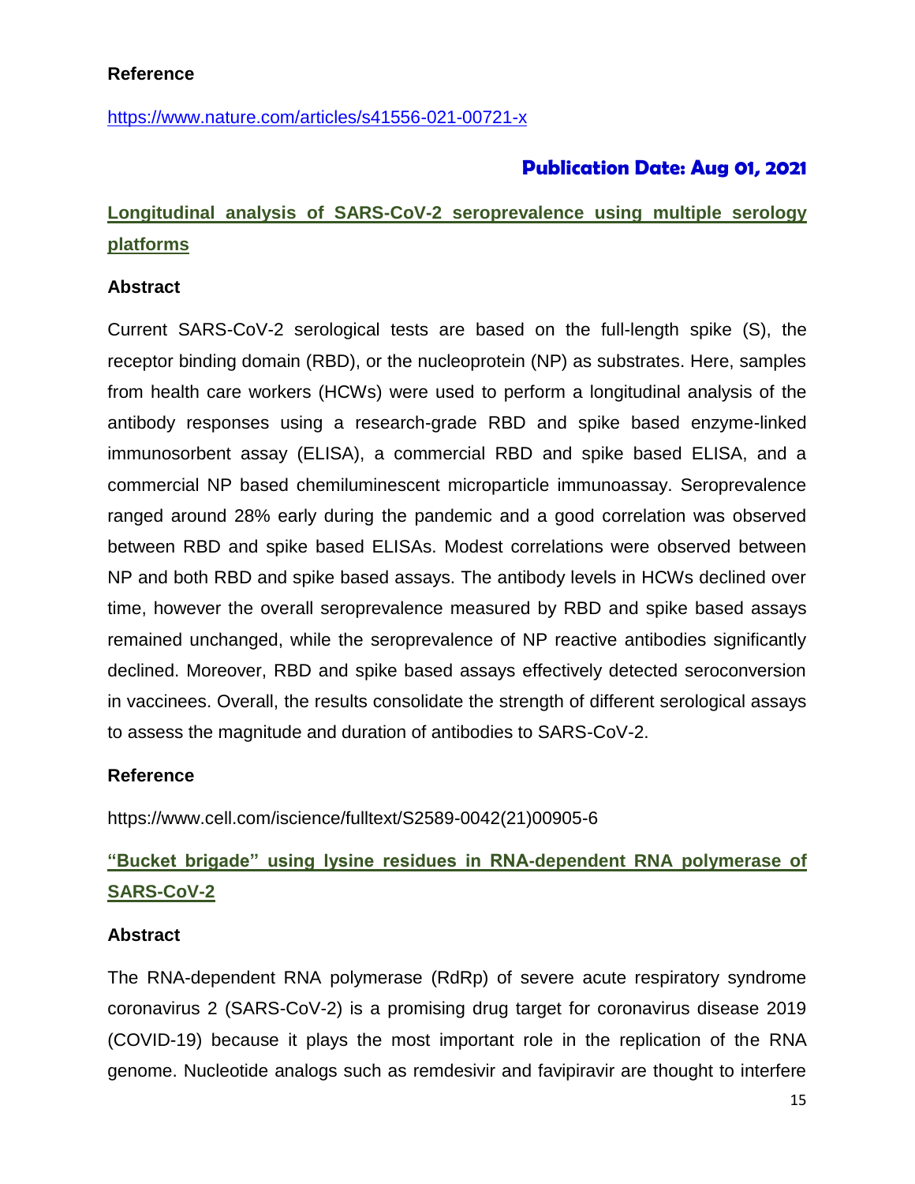### Reference

https://www.nature.com/articles/s41556-021-00721-x

## Publication Date: Aug 01, 2021

## Longitudinal analysis of SARS-CoV-2 seroprevalence using multiple serology platforms

### Abstract

Current SARS-CoV-2 serological tests are based on the full-length spike (S), the receptor binding domain (RBD), or the nucleoprotein (NP) as substrates. Here, samples from health care workers (HCWs) were used to perform a longitudinal analysis of the antibody responses using a research-grade RBD and spike based enzyme-linked immunosorbent assay (ELISA), a commercial RBD and spike based ELISA, and a commercial NP based chemiluminescent microparticle immunoassay. Seroprevalence ranged around 28% early during the pandemic and a good correlation was observed between RBD and spike based ELISAs. Modest correlations were observed between NP and both RBD and spike based assays. The antibody levels in HCWs declined over time, however the overall seroprevalence measured by RBD and spike based assays remained unchanged, while the seroprevalence of NP reactive antibodies significantly declined. Moreover, RBD and spike based assays effectively detected seroconversion in vaccinees. Overall, the results consolidate the strength of different serological assays to assess the magnitude and duration of antibodies to SARS-CoV-2.

### Reference

https://www.cell.com/iscience/fulltext/S2589-0042(21)00905-6

## "Bucket brigade" using lysine residues in RNA-dependent RNA polymerase of SARS-CoV-2

### Abstract

The RNA-dependent RNA polymerase (RdRp) of severe acute respiratory syndrome coronavirus 2 (SARS-CoV-2) is a promising drug target for coronavirus disease 2019 (COVID-19) because it plays the most important role in the replication of the RNA genome. Nucleotide analogs such as remdesivir and favipiravir are thought to interfere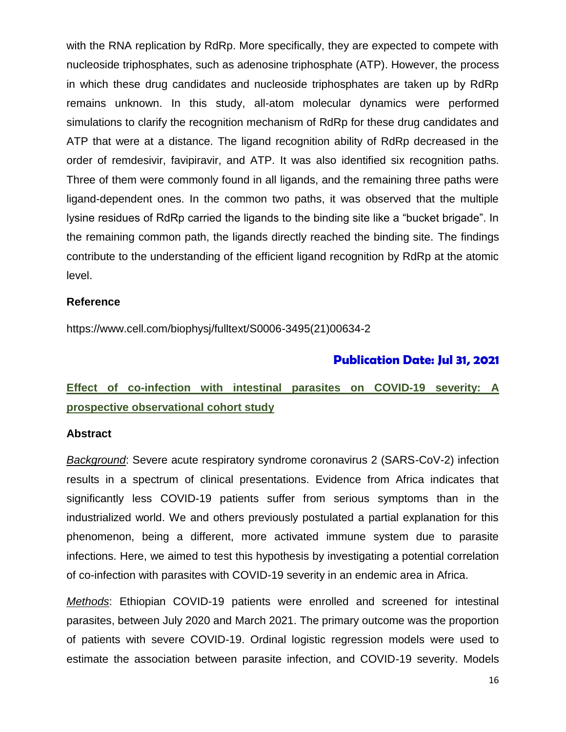with the RNA replication by RdRp. More specifically, they are expected to compete with nucleoside triphosphates, such as adenosine triphosphate (ATP). However, the process in which these drug candidates and nucleoside triphosphates are taken up by RdRp remains unknown. In this study, all-atom molecular dynamics were performed simulations to clarify the recognition mechanism of RdRp for these drug candidates and ATP that were at a distance. The ligand recognition ability of RdRp decreased in the order of remdesivir, favipiravir, and ATP. It was also identified six recognition paths. Three of them were commonly found in all ligands, and the remaining three paths were ligand-dependent ones. In the common two paths, it was observed that the multiple lysine residues of RdRp carried the ligands to the binding site like a "bucket brigade". In the remaining common path, the ligands directly reached the binding site. The findings contribute to the understanding of the efficient ligand recognition by RdRp at the atomic level.

**Reference**

https://www.cell.com/biophysj/fulltext/S0006-3495(21)00634-2

**Publication Date: Jul 31, 2021**

## Effect of co-infection with intestinal parasites on COVID-19 severity: A prospective observational cohort study

**Abstract**

*Background*: Severe acute respiratory syndrome coronavirus 2 (SARS-CoV-2) infection results in a spectrum of clinical presentations. Evidence from Africa indicates that significantly less COVID-19 patients suffer from serious symptoms than in the industrialized world. We and others previously postulated a partial explanation for this phenomenon, being a different, more activated immune system due to parasite infections. Here, we aimed to test this hypothesis by investigating a potential correlation of co-infection with parasites with COVID-19 severity in an endemic area in Africa.

*Methods*: Ethiopian COVID-19 patients were enrolled and screened for intestinal parasites, between July 2020 and March 2021. The primary outcome was the proportion of patients with severe COVID-19. Ordinal logistic regression models were used to estimate the association between parasite infection, and COVID-19 severity. Models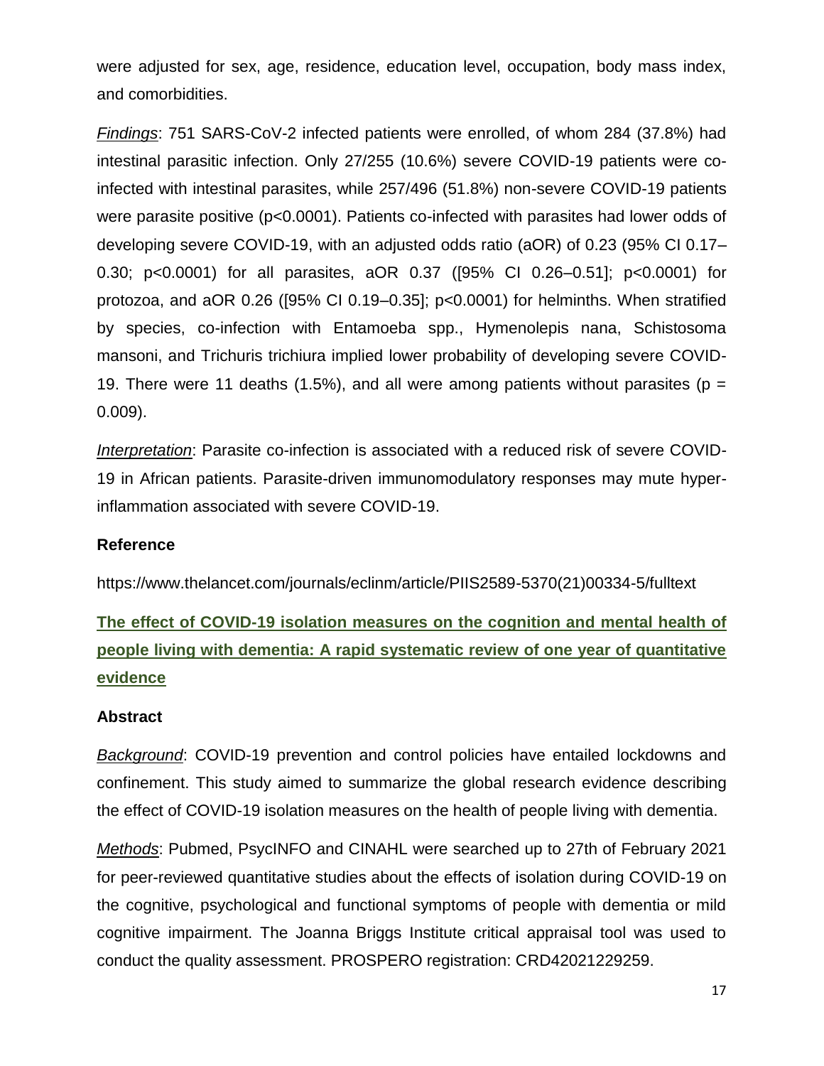were adjusted for sex, age, residence, education level, occupation, body mass index, and comorbidities.

*Findings*: 751 SARS-CoV-2 infected patients were enrolled, of whom 284 (37.8%) had intestinal parasitic infection. Only 27/255 (10.6%) severe COVID-19 patients were co-infected with intestinal parasites, while 257/496 (51.8%) non-severe COVID-19 patients were parasite positive ($p<0.0001$). Patients co-infected with parasites had lower odds of developing severe COVID-19, with an adjusted odds ratio (aOR) of 0.23 (95% CI 0.17–0.30; $p<0.0001$) for all parasites, aOR 0.37 ([95% CI 0.26–0.51]; $p<0.0001$) for protozoa, and aOR 0.26 ([95% CI 0.19–0.35]; $p<0.0001$) for helminths. When stratified by species, co-infection with Entamoeba spp., Hymenolepis nana, Schistosoma mansoni, and Trichuris trichiura implied lower probability of developing severe COVID-19. There were 11 deaths (1.5%), and all were among patients without parasites ($p = 0.009$).

*Interpretation*: Parasite co-infection is associated with a reduced risk of severe COVID-19 in African patients. Parasite-driven immunomodulatory responses may mute hyper-inflammation associated with severe COVID-19.

### Reference

https://www.thelancet.com/journals/eclinm/article/PIIS2589-5370(21)00334-5/fulltext

## The effect of COVID-19 isolation measures on the cognition and mental health of people living with dementia: A rapid systematic review of one year of quantitative evidence

### Abstract

*Background*: COVID-19 prevention and control policies have entailed lockdowns and confinement. This study aimed to summarize the global research evidence describing the effect of COVID-19 isolation measures on the health of people living with dementia.

*Methods*: Pubmed, PsycINFO and CINAHL were searched up to 27th of February 2021 for peer-reviewed quantitative studies about the effects of isolation during COVID-19 on the cognitive, psychological and functional symptoms of people with dementia or mild cognitive impairment. The Joanna Briggs Institute critical appraisal tool was used to conduct the quality assessment. PROSPERO registration: CRD42021229259.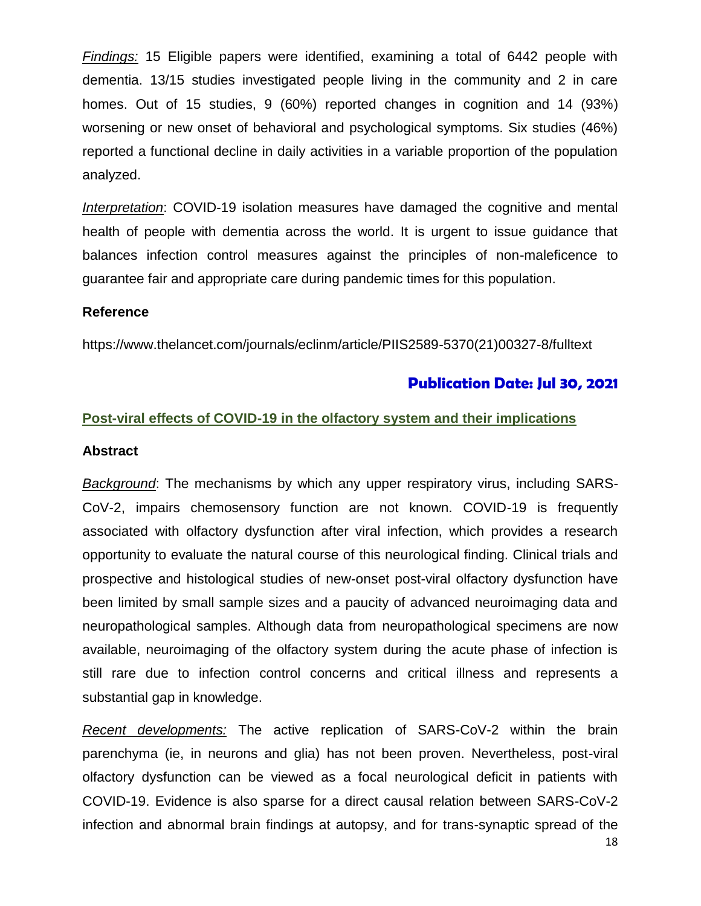*Findings:* 15 Eligible papers were identified, examining a total of 6442 people with dementia. 13/15 studies investigated people living in the community and 2 in care homes. Out of 15 studies, 9 (60%) reported changes in cognition and 14 (93%) worsening or new onset of behavioral and psychological symptoms. Six studies (46%) reported a functional decline in daily activities in a variable proportion of the population analyzed.

*Interpretation*: COVID-19 isolation measures have damaged the cognitive and mental health of people with dementia across the world. It is urgent to issue guidance that balances infection control measures against the principles of non-maleficence to guarantee fair and appropriate care during pandemic times for this population.

**Reference**

https://www.thelancet.com/journals/eclinm/article/PIIS2589-5370(21)00327-8/fulltext

**Publication Date: Jul 30, 2021**

## Post-viral effects of COVID-19 in the olfactory system and their implications

**Abstract**

*Background*: The mechanisms by which any upper respiratory virus, including SARS-CoV-2, impairs chemosensory function are not known. COVID-19 is frequently associated with olfactory dysfunction after viral infection, which provides a research opportunity to evaluate the natural course of this neurological finding. Clinical trials and prospective and histological studies of new-onset post-viral olfactory dysfunction have been limited by small sample sizes and a paucity of advanced neuroimaging data and neuropathological samples. Although data from neuropathological specimens are now available, neuroimaging of the olfactory system during the acute phase of infection is still rare due to infection control concerns and critical illness and represents a substantial gap in knowledge.

*Recent developments:* The active replication of SARS-CoV-2 within the brain parenchyma (ie, in neurons and glia) has not been proven. Nevertheless, post-viral olfactory dysfunction can be viewed as a focal neurological deficit in patients with COVID-19. Evidence is also sparse for a direct causal relation between SARS-CoV-2 infection and abnormal brain findings at autopsy, and for trans-synaptic spread of the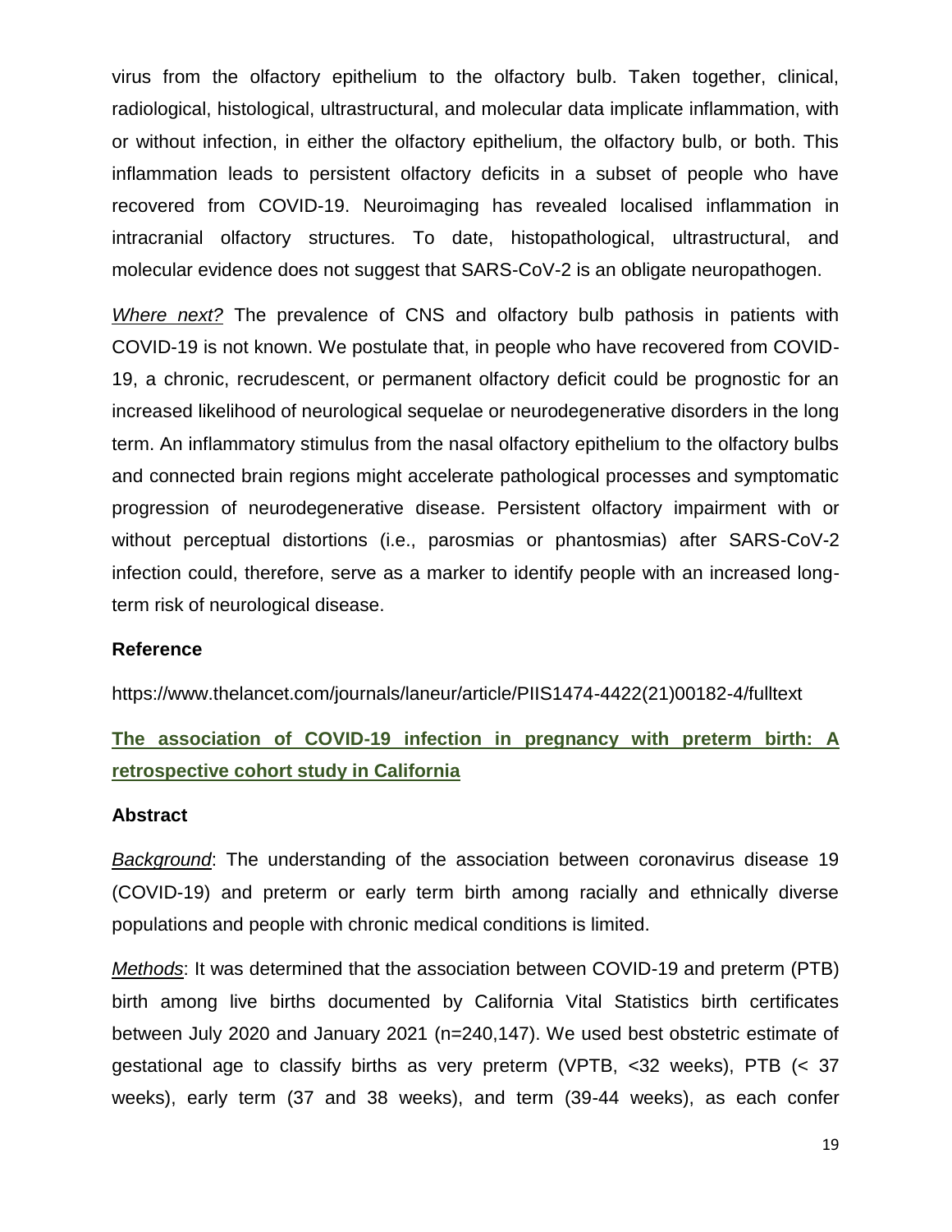virus from the olfactory epithelium to the olfactory bulb. Taken together, clinical, radiological, histological, ultrastructural, and molecular data implicate inflammation, with or without infection, in either the olfactory epithelium, the olfactory bulb, or both. This inflammation leads to persistent olfactory deficits in a subset of people who have recovered from COVID-19. Neuroimaging has revealed localised inflammation in intracranial olfactory structures. To date, histopathological, ultrastructural, and molecular evidence does not suggest that SARS-CoV-2 is an obligate neuropathogen.

*Where next?* The prevalence of CNS and olfactory bulb pathosis in patients with COVID-19 is not known. We postulate that, in people who have recovered from COVID-19, a chronic, recrudescent, or permanent olfactory deficit could be prognostic for an increased likelihood of neurological sequelae or neurodegenerative disorders in the long term. An inflammatory stimulus from the nasal olfactory epithelium to the olfactory bulbs and connected brain regions might accelerate pathological processes and symptomatic progression of neurodegenerative disease. Persistent olfactory impairment with or without perceptual distortions (i.e., parosmias or phantosmias) after SARS-CoV-2 infection could, therefore, serve as a marker to identify people with an increased long-term risk of neurological disease.

**Reference**

https://www.thelancet.com/journals/laneur/article/PIIS1474-4422(21)00182-4/fulltext

## The association of COVID-19 infection in pregnancy with preterm birth: A retrospective cohort study in California

**Abstract**

*Background*: The understanding of the association between coronavirus disease 19 (COVID-19) and preterm or early term birth among racially and ethnically diverse populations and people with chronic medical conditions is limited.

*Methods*: It was determined that the association between COVID-19 and preterm (PTB) birth among live births documented by California Vital Statistics birth certificates between July 2020 and January 2021 (n=240,147). We used best obstetric estimate of gestational age to classify births as very preterm (VPTB, <32 weeks), PTB (< 37 weeks), early term (37 and 38 weeks), and term (39-44 weeks), as each confer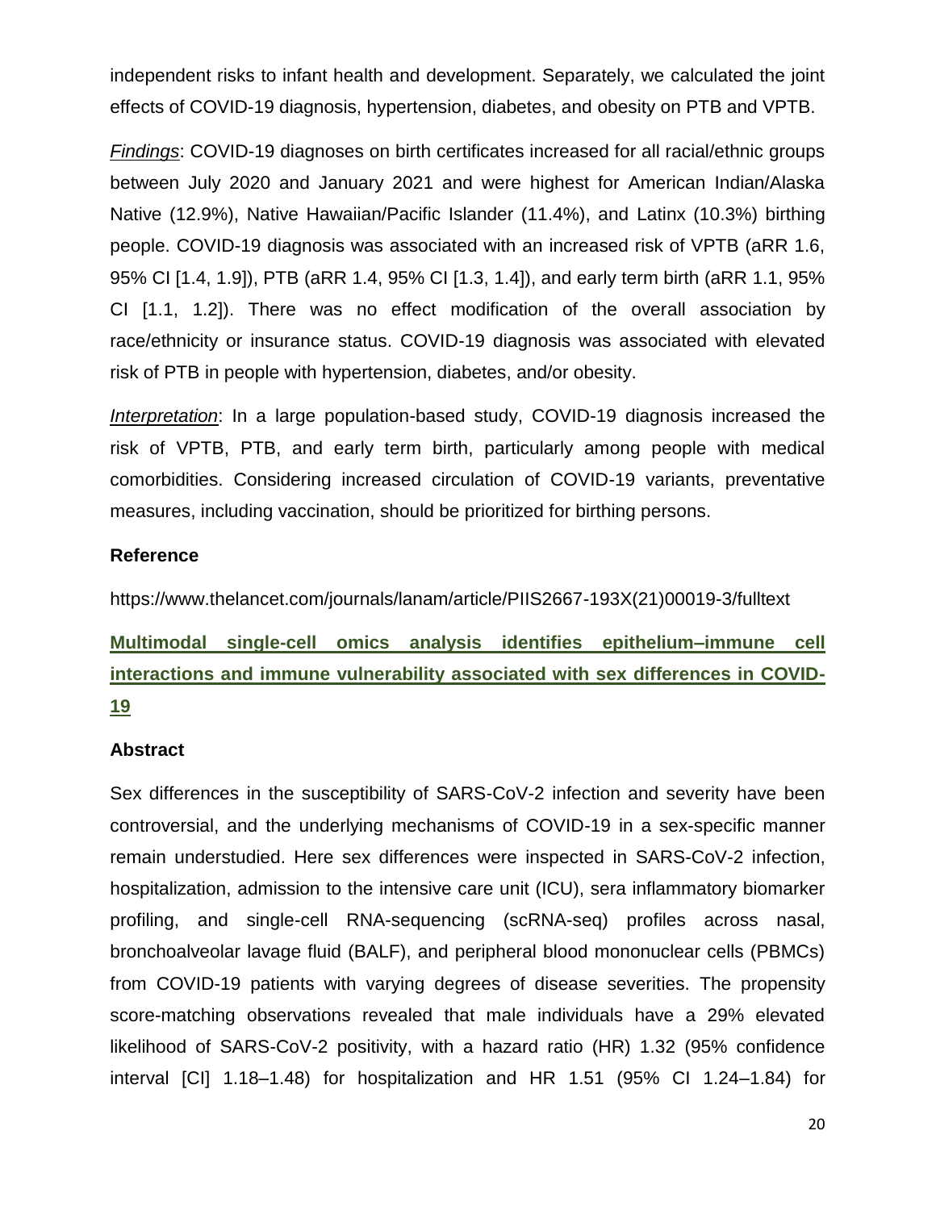independent risks to infant health and development. Separately, we calculated the joint effects of COVID-19 diagnosis, hypertension, diabetes, and obesity on PTB and VPTB.

*Findings*: COVID-19 diagnoses on birth certificates increased for all racial/ethnic groups between July 2020 and January 2021 and were highest for American Indian/Alaska Native (12.9%), Native Hawaiian/Pacific Islander (11.4%), and Latinx (10.3%) birthing people. COVID-19 diagnosis was associated with an increased risk of VPTB (aRR 1.6, 95% CI [1.4, 1.9]), PTB (aRR 1.4, 95% CI [1.3, 1.4]), and early term birth (aRR 1.1, 95% CI [1.1, 1.2]). There was no effect modification of the overall association by race/ethnicity or insurance status. COVID-19 diagnosis was associated with elevated risk of PTB in people with hypertension, diabetes, and/or obesity.

*Interpretation*: In a large population-based study, COVID-19 diagnosis increased the risk of VPTB, PTB, and early term birth, particularly among people with medical comorbidities. Considering increased circulation of COVID-19 variants, preventative measures, including vaccination, should be prioritized for birthing persons.

### Reference

https://www.thelancet.com/journals/lanam/article/PIIS2667-193X(21)00019-3/fulltext

## Multimodal single-cell omics analysis identifies epithelium–immune cell interactions and immune vulnerability associated with sex differences in COVID-19

### Abstract

Sex differences in the susceptibility of SARS-CoV-2 infection and severity have been controversial, and the underlying mechanisms of COVID-19 in a sex-specific manner remain understudied. Here sex differences were inspected in SARS-CoV-2 infection, hospitalization, admission to the intensive care unit (ICU), sera inflammatory biomarker profiling, and single-cell RNA-sequencing (scRNA-seq) profiles across nasal, bronchoalveolar lavage fluid (BALF), and peripheral blood mononuclear cells (PBMCs) from COVID-19 patients with varying degrees of disease severities. The propensity score-matching observations revealed that male individuals have a 29% elevated likelihood of SARS-CoV-2 positivity, with a hazard ratio (HR) 1.32 (95% confidence interval [CI] 1.18–1.48) for hospitalization and HR 1.51 (95% CI 1.24–1.84) for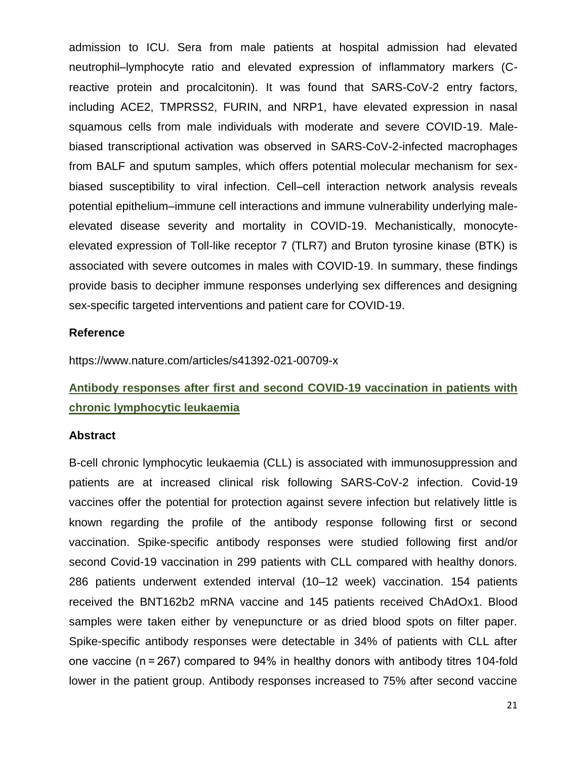admission to ICU. Sera from male patients at hospital admission had elevated neutrophil–lymphocyte ratio and elevated expression of inflammatory markers (C-reactive protein and procalcitonin). It was found that SARS-CoV-2 entry factors, including ACE2, TMPRSS2, FURIN, and NRP1, have elevated expression in nasal squamous cells from male individuals with moderate and severe COVID-19. Male-biased transcriptional activation was observed in SARS-CoV-2-infected macrophages from BALF and sputum samples, which offers potential molecular mechanism for sex-biased susceptibility to viral infection. Cell–cell interaction network analysis reveals potential epithelium–immune cell interactions and immune vulnerability underlying male-elevated disease severity and mortality in COVID-19. Mechanistically, monocyte-elevated expression of Toll-like receptor 7 (TLR7) and Bruton tyrosine kinase (BTK) is associated with severe outcomes in males with COVID-19. In summary, these findings provide basis to decipher immune responses underlying sex differences and designing sex-specific targeted interventions and patient care for COVID-19.

### Reference

https://www.nature.com/articles/s41392-021-00709-x

## Antibody responses after first and second COVID-19 vaccination in patients with chronic lymphocytic leukaemia

### Abstract

B-cell chronic lymphocytic leukaemia (CLL) is associated with immunosuppression and patients are at increased clinical risk following SARS-CoV-2 infection. Covid-19 vaccines offer the potential for protection against severe infection but relatively little is known regarding the profile of the antibody response following first or second vaccination. Spike-specific antibody responses were studied following first and/or second Covid-19 vaccination in 299 patients with CLL compared with healthy donors. 286 patients underwent extended interval (10–12 week) vaccination. 154 patients received the BNT162b2 mRNA vaccine and 145 patients received ChAdOx1. Blood samples were taken either by venepuncture or as dried blood spots on filter paper. Spike-specific antibody responses were detectable in 34% of patients with CLL after one vaccine (n = 267) compared to 94% in healthy donors with antibody titres 104-fold lower in the patient group. Antibody responses increased to 75% after second vaccine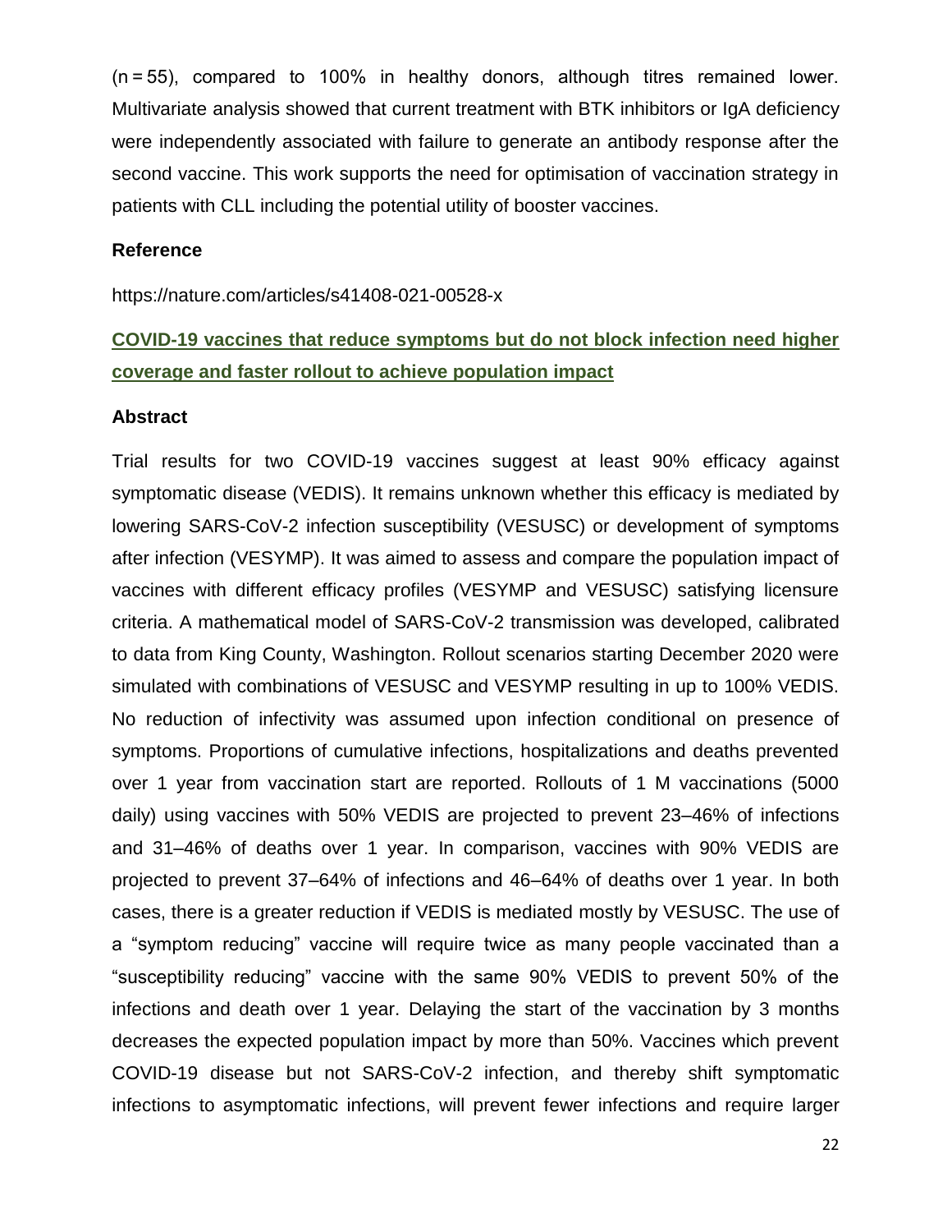(n = 55), compared to 100% in healthy donors, although titres remained lower. Multivariate analysis showed that current treatment with BTK inhibitors or IgA deficiency were independently associated with failure to generate an antibody response after the second vaccine. This work supports the need for optimisation of vaccination strategy in patients with CLL including the potential utility of booster vaccines.

### Reference

https://nature.com/articles/s41408-021-00528-x

## COVID-19 vaccines that reduce symptoms but do not block infection need higher coverage and faster rollout to achieve population impact

### Abstract

Trial results for two COVID-19 vaccines suggest at least 90% efficacy against symptomatic disease (VEDIS). It remains unknown whether this efficacy is mediated by lowering SARS-CoV-2 infection susceptibility (VESUSC) or development of symptoms after infection (VESYMP). It was aimed to assess and compare the population impact of vaccines with different efficacy profiles (VESYMP and VESUSC) satisfying licensure criteria. A mathematical model of SARS-CoV-2 transmission was developed, calibrated to data from King County, Washington. Rollout scenarios starting December 2020 were simulated with combinations of VESUSC and VESYMP resulting in up to 100% VEDIS. No reduction of infectivity was assumed upon infection conditional on presence of symptoms. Proportions of cumulative infections, hospitalizations and deaths prevented over 1 year from vaccination start are reported. Rollouts of 1 M vaccinations (5000 daily) using vaccines with 50% VEDIS are projected to prevent 23–46% of infections and 31–46% of deaths over 1 year. In comparison, vaccines with 90% VEDIS are projected to prevent 37–64% of infections and 46–64% of deaths over 1 year. In both cases, there is a greater reduction if VEDIS is mediated mostly by VESUSC. The use of a "symptom reducing" vaccine will require twice as many people vaccinated than a "susceptibility reducing" vaccine with the same 90% VEDIS to prevent 50% of the infections and death over 1 year. Delaying the start of the vaccination by 3 months decreases the expected population impact by more than 50%. Vaccines which prevent COVID-19 disease but not SARS-CoV-2 infection, and thereby shift symptomatic infections to asymptomatic infections, will prevent fewer infections and require larger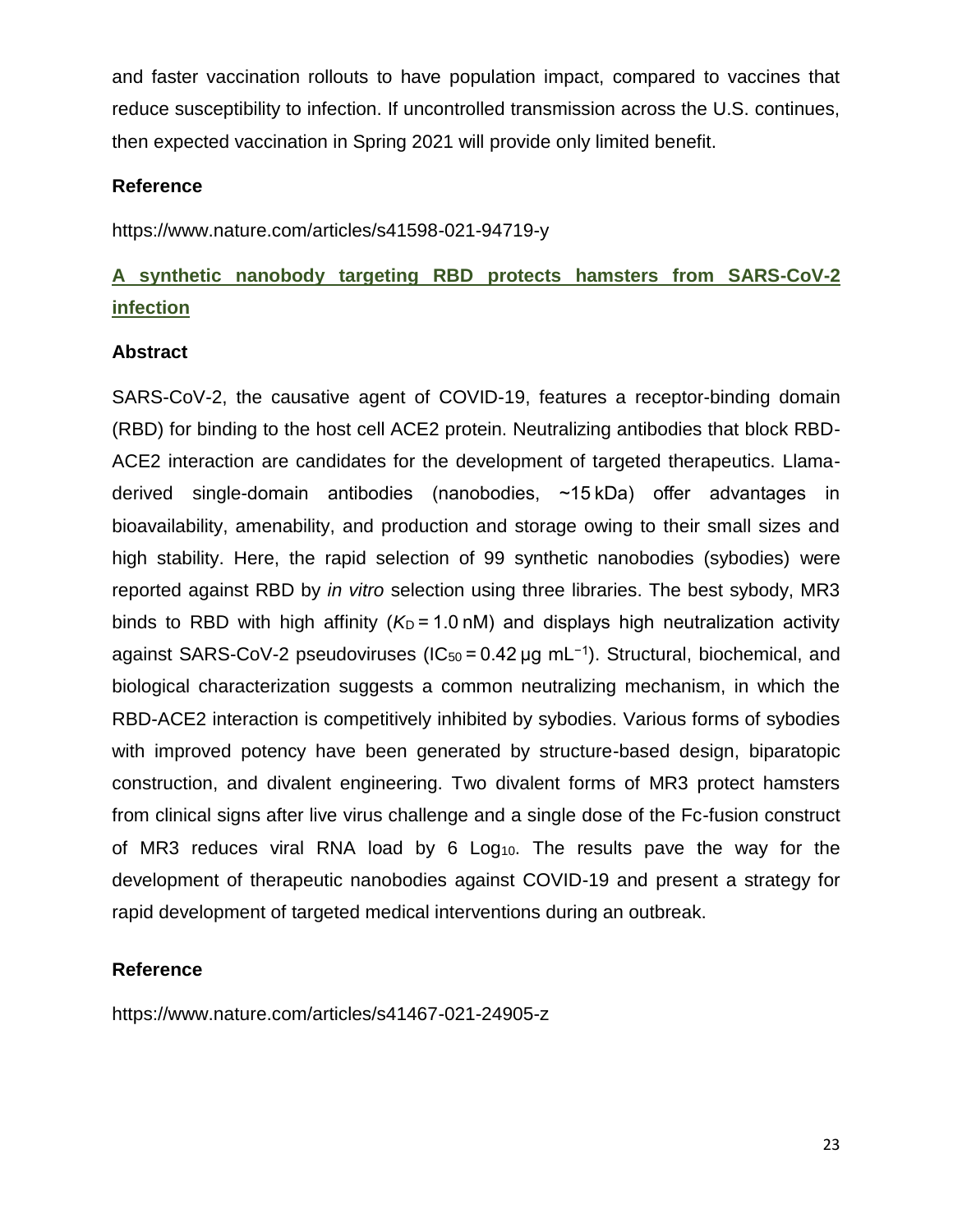and faster vaccination rollouts to have population impact, compared to vaccines that reduce susceptibility to infection. If uncontrolled transmission across the U.S. continues, then expected vaccination in Spring 2021 will provide only limited benefit.

**Reference**

https://www.nature.com/articles/s41598-021-94719-y

## A synthetic nanobody targeting RBD protects hamsters from SARS-CoV-2 infection

**Abstract**

SARS-CoV-2, the causative agent of COVID-19, features a receptor-binding domain (RBD) for binding to the host cell ACE2 protein. Neutralizing antibodies that block RBD-ACE2 interaction are candidates for the development of targeted therapeutics. Llama-derived single-domain antibodies (nanobodies, ~15 kDa) offer advantages in bioavailability, amenability, and production and storage owing to their small sizes and high stability. Here, the rapid selection of 99 synthetic nanobodies (sybodies) were reported against RBD by *in vitro* selection using three libraries. The best sybody, MR3 binds to RBD with high affinity ($K_D$ = 1.0 nM) and displays high neutralization activity against SARS-CoV-2 pseudoviruses ($IC_{50}$ = 0.42 μg $mL^{-1}$). Structural, biochemical, and biological characterization suggests a common neutralizing mechanism, in which the RBD-ACE2 interaction is competitively inhibited by sybodies. Various forms of sybodies with improved potency have been generated by structure-based design, biparatopic construction, and divalent engineering. Two divalent forms of MR3 protect hamsters from clinical signs after live virus challenge and a single dose of the Fc-fusion construct of MR3 reduces viral RNA load by 6 $Log_{10}$. The results pave the way for the development of therapeutic nanobodies against COVID-19 and present a strategy for rapid development of targeted medical interventions during an outbreak.

**Reference**

https://www.nature.com/articles/s41467-021-24905-z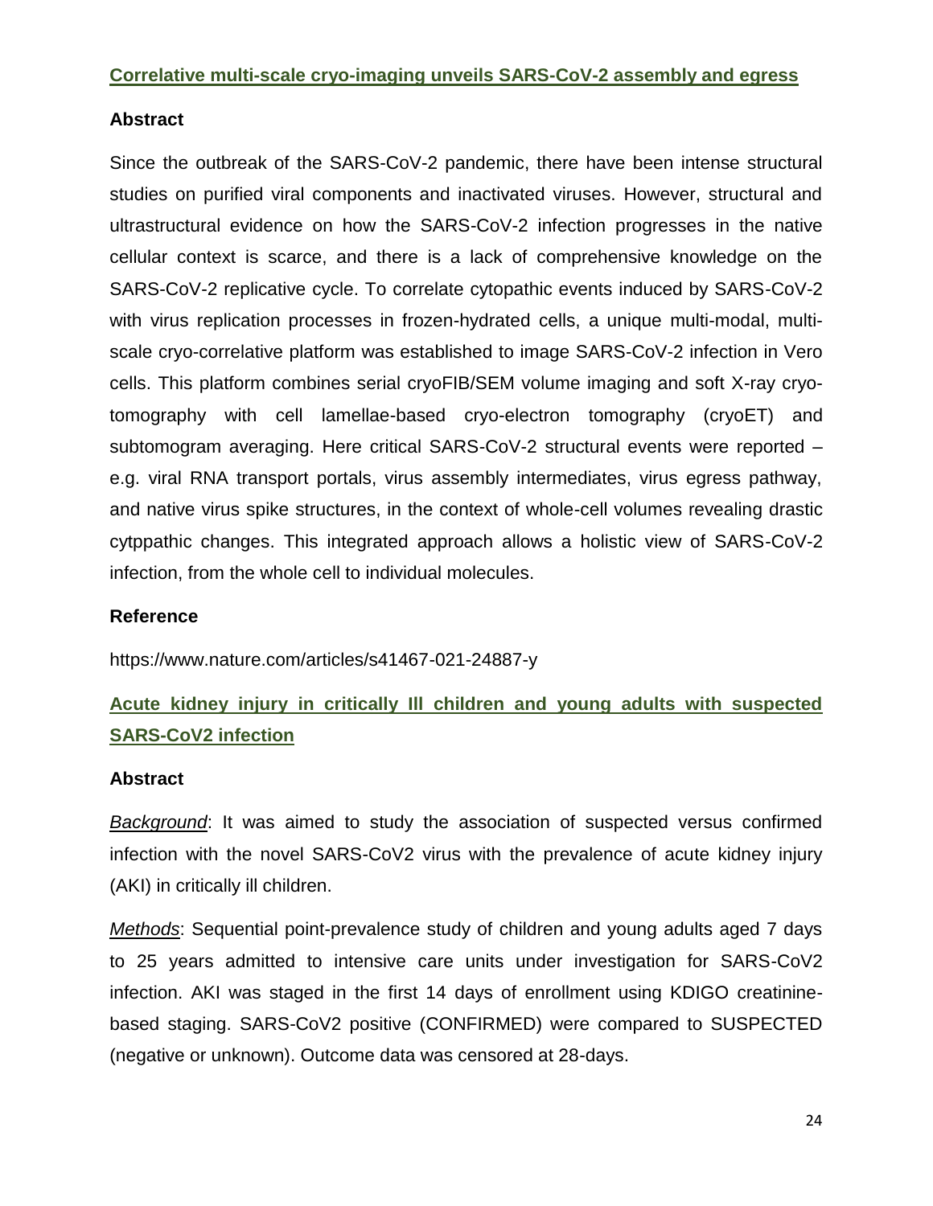## [Correlative multi-scale cryo-imaging unveils SARS-CoV-2 assembly and egress](https://www.nature.com/articles/s41467-021-24887-y)

**Abstract**

Since the outbreak of the SARS-CoV-2 pandemic, there have been intense structural studies on purified viral components and inactivated viruses. However, structural and ultrastructural evidence on how the SARS-CoV-2 infection progresses in the native cellular context is scarce, and there is a lack of comprehensive knowledge on the SARS-CoV-2 replicative cycle. To correlate cytopathic events induced by SARS-CoV-2 with virus replication processes in frozen-hydrated cells, a unique multi-modal, multi-scale cryo-correlative platform was established to image SARS-CoV-2 infection in Vero cells. This platform combines serial cryoFIB/SEM volume imaging and soft X-ray cryo-tomography with cell lamellae-based cryo-electron tomography (cryoET) and subtomogram averaging. Here critical SARS-CoV-2 structural events were reported – e.g. viral RNA transport portals, virus assembly intermediates, virus egress pathway, and native virus spike structures, in the context of whole-cell volumes revealing drastic cytppathic changes. This integrated approach allows a holistic view of SARS-CoV-2 infection, from the whole cell to individual molecules.

**Reference**

https://www.nature.com/articles/s41467-021-24887-y

## Acute kidney injury in critically Ill children and young adults with suspected SARS-CoV2 infection

**Abstract**

*Background*: It was aimed to study the association of suspected versus confirmed infection with the novel SARS-CoV2 virus with the prevalence of acute kidney injury (AKI) in critically ill children.

*Methods*: Sequential point-prevalence study of children and young adults aged 7 days to 25 years admitted to intensive care units under investigation for SARS-CoV2 infection. AKI was staged in the first 14 days of enrollment using KDIGO creatinine-based staging. SARS-CoV2 positive (CONFIRMED) were compared to SUSPECTED (negative or unknown). Outcome data was censored at 28-days.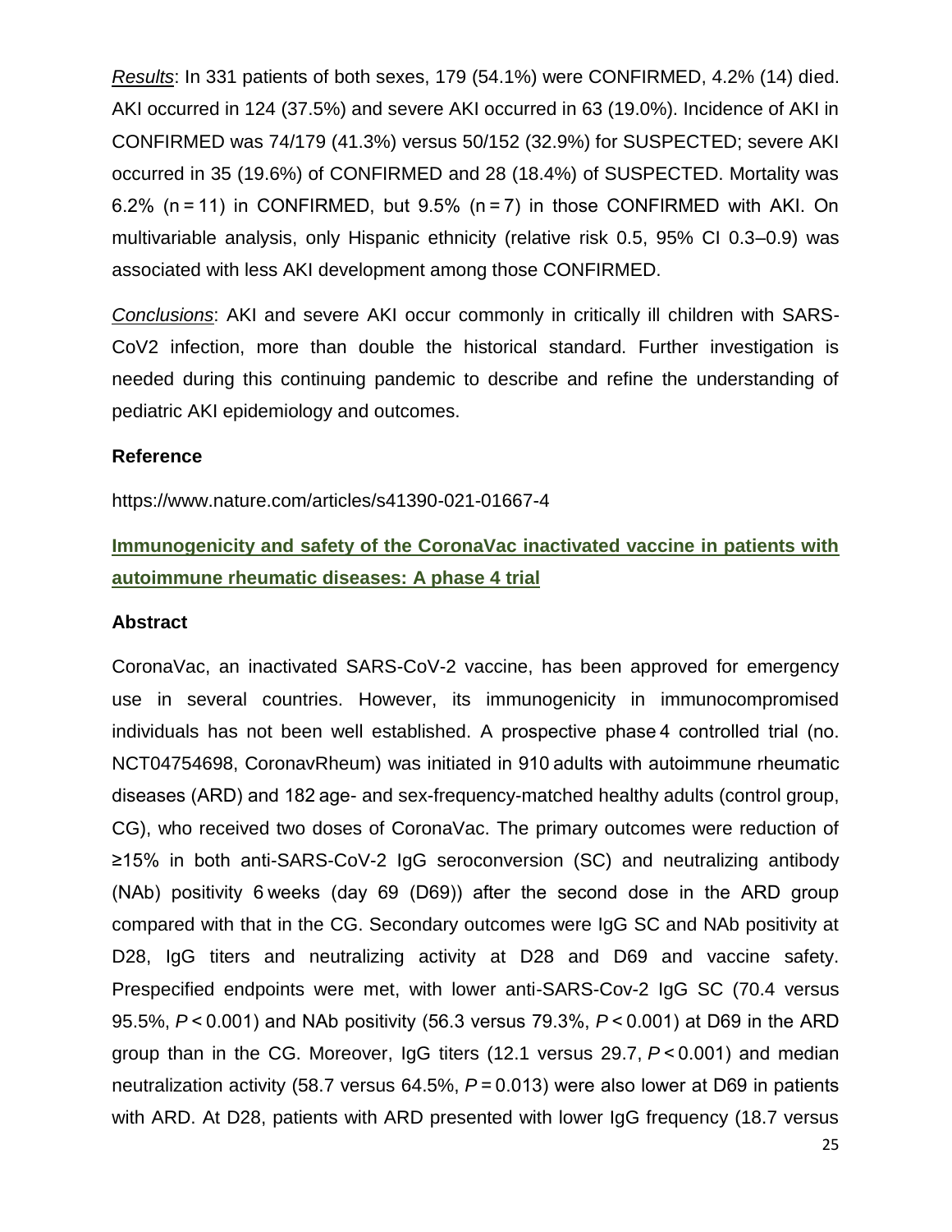*Results*: In 331 patients of both sexes, 179 (54.1%) were CONFIRMED, 4.2% (14) died. AKI occurred in 124 (37.5%) and severe AKI occurred in 63 (19.0%). Incidence of AKI in CONFIRMED was 74/179 (41.3%) versus 50/152 (32.9%) for SUSPECTED; severe AKI occurred in 35 (19.6%) of CONFIRMED and 28 (18.4%) of SUSPECTED. Mortality was 6.2% (n = 11) in CONFIRMED, but 9.5% (n = 7) in those CONFIRMED with AKI. On multivariable analysis, only Hispanic ethnicity (relative risk 0.5, 95% CI 0.3–0.9) was associated with less AKI development among those CONFIRMED.

*Conclusions*: AKI and severe AKI occur commonly in critically ill children with SARS-CoV2 infection, more than double the historical standard. Further investigation is needed during this continuing pandemic to describe and refine the understanding of pediatric AKI epidemiology and outcomes.

**Reference**

https://www.nature.com/articles/s41390-021-01667-4

## Immunogenicity and safety of the CoronaVac inactivated vaccine in patients with autoimmune rheumatic diseases: A phase 4 trial

**Abstract**

CoronaVac, an inactivated SARS-CoV-2 vaccine, has been approved for emergency use in several countries. However, its immunogenicity in immunocompromised individuals has not been well established. A prospective phase 4 controlled trial (no. NCT04754698, CoronavRheum) was initiated in 910 adults with autoimmune rheumatic diseases (ARD) and 182 age- and sex-frequency-matched healthy adults (control group, CG), who received two doses of CoronaVac. The primary outcomes were reduction of ≥15% in both anti-SARS-CoV-2 IgG seroconversion (SC) and neutralizing antibody (NAb) positivity 6 weeks (day 69 (D69)) after the second dose in the ARD group compared with that in the CG. Secondary outcomes were IgG SC and NAb positivity at D28, IgG titers and neutralizing activity at D28 and D69 and vaccine safety. Prespecified endpoints were met, with lower anti-SARS-Cov-2 IgG SC (70.4 versus 95.5%, $P < 0.001$) and NAb positivity (56.3 versus 79.3%, $P < 0.001$) at D69 in the ARD group than in the CG. Moreover, IgG titers (12.1 versus 29.7, $P < 0.001$) and median neutralization activity (58.7 versus 64.5%, $P = 0.013$) were also lower at D69 in patients with ARD. At D28, patients with ARD presented with lower IgG frequency (18.7 versus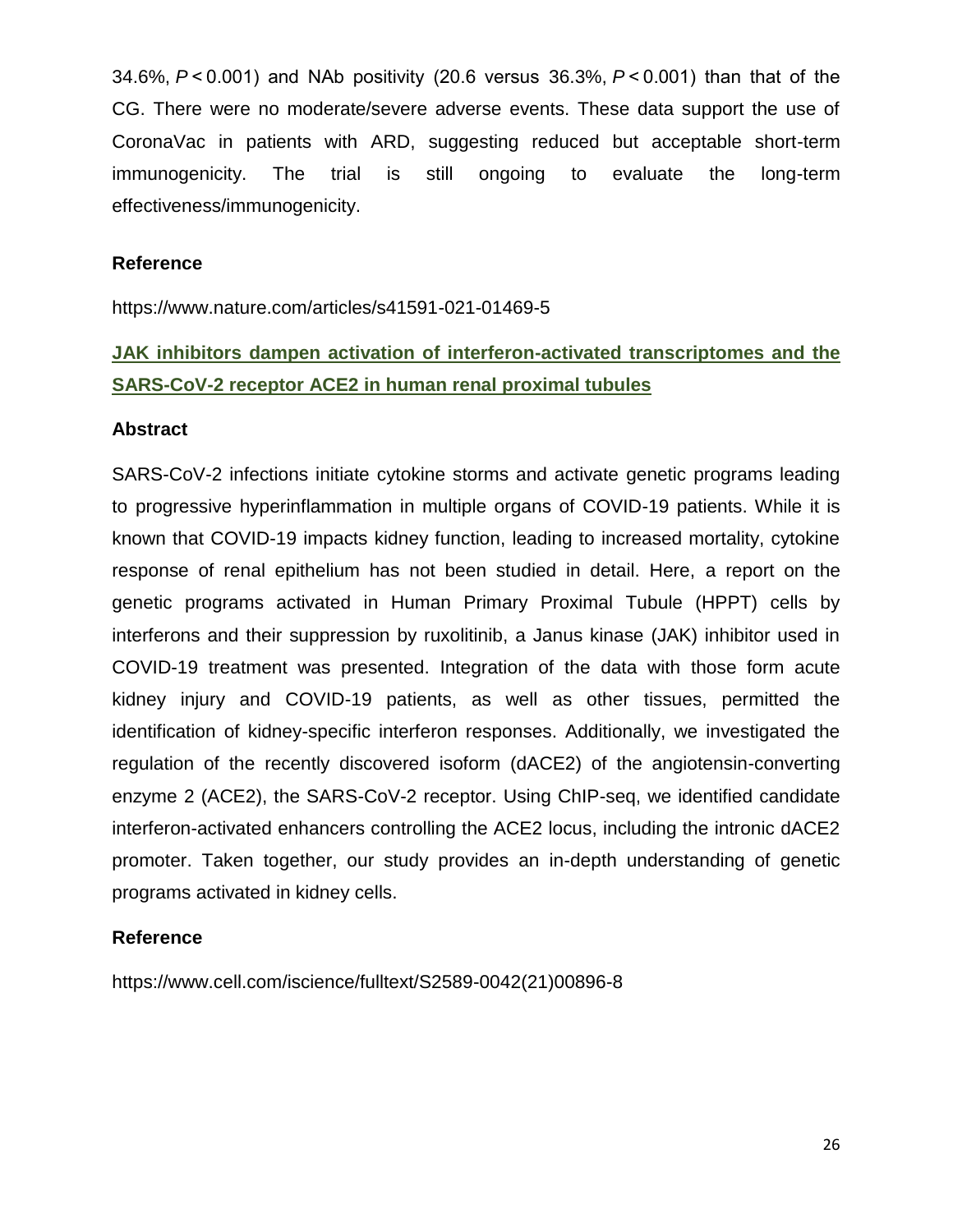34.6%, $P < 0.001$) and NAb positivity (20.6 versus 36.3%, $P < 0.001$) than that of the CG. There were no moderate/severe adverse events. These data support the use of CoronaVac in patients with ARD, suggesting reduced but acceptable short-term immunogenicity. The trial is still ongoing to evaluate the long-term effectiveness/immunogenicity.

**Reference**

https://www.nature.com/articles/s41591-021-01469-5

## JAK inhibitors dampen activation of interferon-activated transcriptomes and the SARS-CoV-2 receptor ACE2 in human renal proximal tubules

**Abstract**

SARS-CoV-2 infections initiate cytokine storms and activate genetic programs leading to progressive hyperinflammation in multiple organs of COVID-19 patients. While it is known that COVID-19 impacts kidney function, leading to increased mortality, cytokine response of renal epithelium has not been studied in detail. Here, a report on the genetic programs activated in Human Primary Proximal Tubule (HPPT) cells by interferons and their suppression by ruxolitinib, a Janus kinase (JAK) inhibitor used in COVID-19 treatment was presented. Integration of the data with those form acute kidney injury and COVID-19 patients, as well as other tissues, permitted the identification of kidney-specific interferon responses. Additionally, we investigated the regulation of the recently discovered isoform (dACE2) of the angiotensin-converting enzyme 2 (ACE2), the SARS-CoV-2 receptor. Using ChIP-seq, we identified candidate interferon-activated enhancers controlling the ACE2 locus, including the intronic dACE2 promoter. Taken together, our study provides an in-depth understanding of genetic programs activated in kidney cells.

**Reference**

https://www.cell.com/iscience/fulltext/S2589-0042(21)00896-8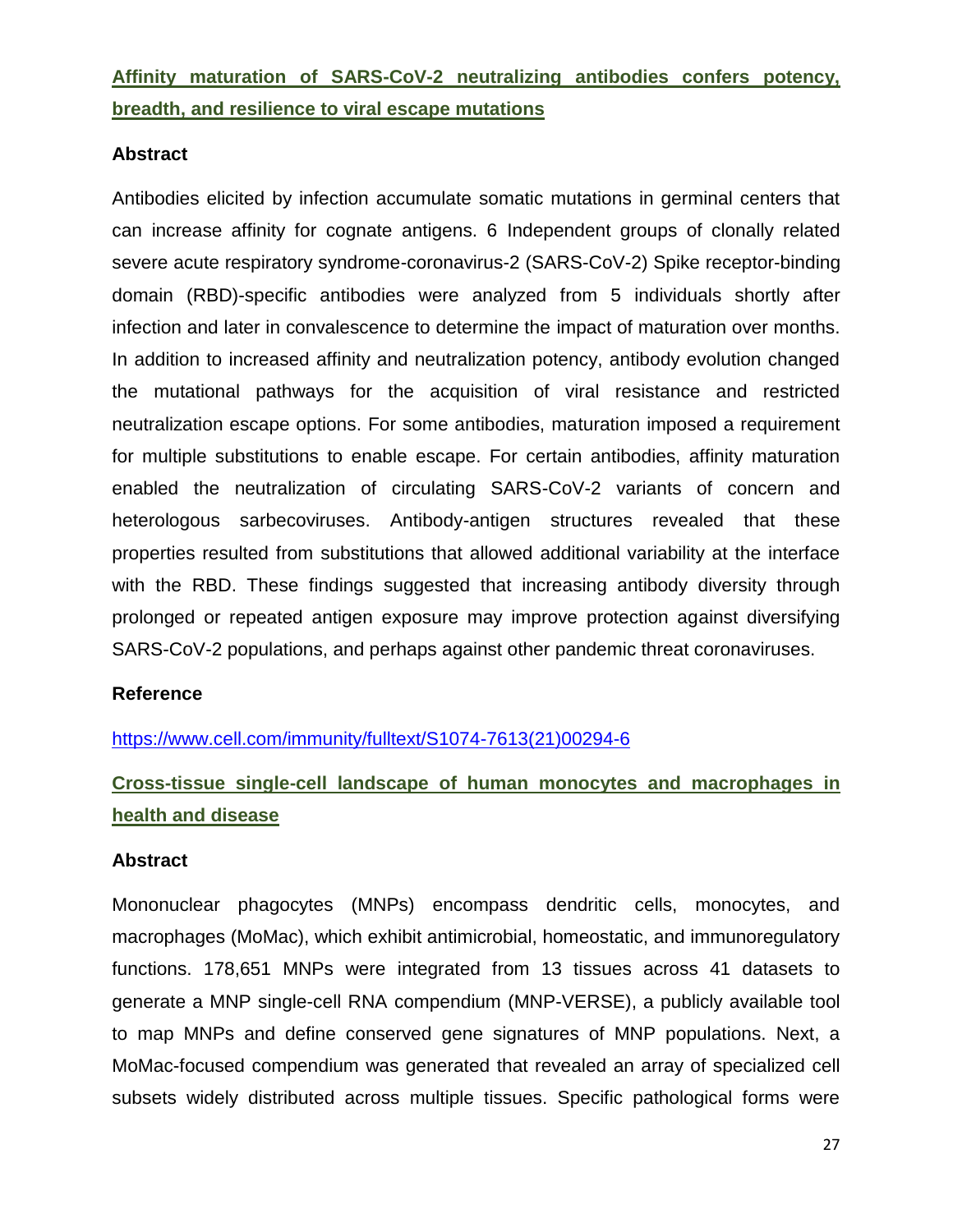## Affinity maturation of SARS-CoV-2 neutralizing antibodies confers potency, breadth, and resilience to viral escape mutations

### Abstract

Antibodies elicited by infection accumulate somatic mutations in germinal centers that can increase affinity for cognate antigens. 6 Independent groups of clonally related severe acute respiratory syndrome-coronavirus-2 (SARS-CoV-2) Spike receptor-binding domain (RBD)-specific antibodies were analyzed from 5 individuals shortly after infection and later in convalescence to determine the impact of maturation over months. In addition to increased affinity and neutralization potency, antibody evolution changed the mutational pathways for the acquisition of viral resistance and restricted neutralization escape options. For some antibodies, maturation imposed a requirement for multiple substitutions to enable escape. For certain antibodies, affinity maturation enabled the neutralization of circulating SARS-CoV-2 variants of concern and heterologous sarbecoviruses. Antibody-antigen structures revealed that these properties resulted from substitutions that allowed additional variability at the interface with the RBD. These findings suggested that increasing antibody diversity through prolonged or repeated antigen exposure may improve protection against diversifying SARS-CoV-2 populations, and perhaps against other pandemic threat coronaviruses.

### Reference

https://www.cell.com/immunity/fulltext/S1074-7613(21)00294-6

## Cross-tissue single-cell landscape of human monocytes and macrophages in health and disease

### Abstract

Mononuclear phagocytes (MNPs) encompass dendritic cells, monocytes, and macrophages (MoMac), which exhibit antimicrobial, homeostatic, and immunoregulatory functions. 178,651 MNPs were integrated from 13 tissues across 41 datasets to generate a MNP single-cell RNA compendium (MNP-VERSE), a publicly available tool to map MNPs and define conserved gene signatures of MNP populations. Next, a MoMac-focused compendium was generated that revealed an array of specialized cell subsets widely distributed across multiple tissues. Specific pathological forms were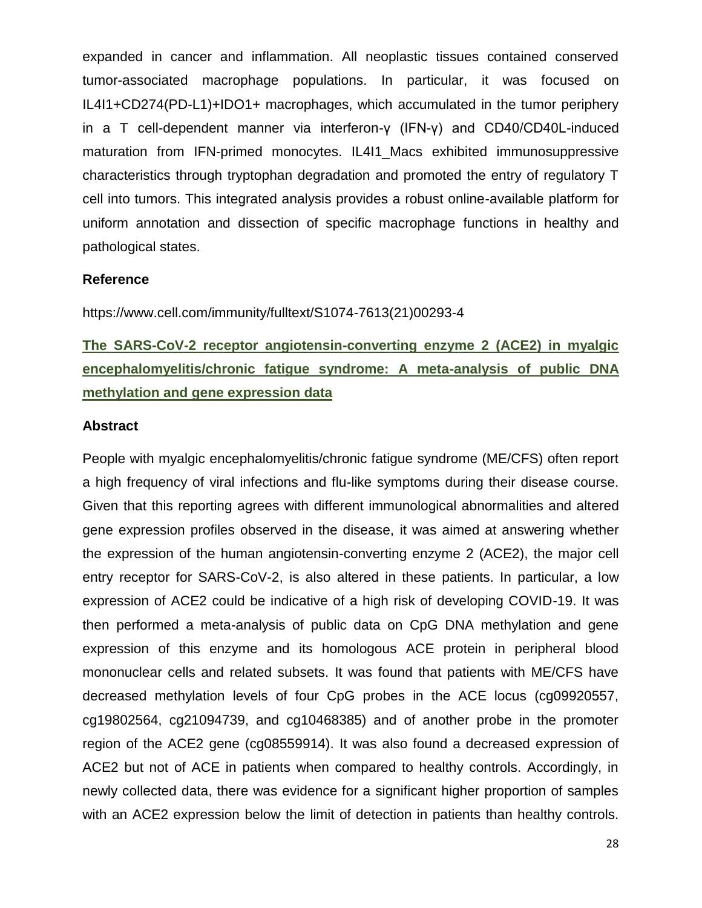expanded in cancer and inflammation. All neoplastic tissues contained conserved tumor-associated macrophage populations. In particular, it was focused on IL4I1+CD274(PD-L1)+IDO1+ macrophages, which accumulated in the tumor periphery in a T cell-dependent manner via interferon-γ (IFN-γ) and CD40/CD40L-induced maturation from IFN-primed monocytes. IL4I1_Macs exhibited immunosuppressive characteristics through tryptophan degradation and promoted the entry of regulatory T cell into tumors. This integrated analysis provides a robust online-available platform for uniform annotation and dissection of specific macrophage functions in healthy and pathological states.

**Reference**

https://www.cell.com/immunity/fulltext/S1074-7613(21)00293-4

## The SARS-CoV-2 receptor angiotensin-converting enzyme 2 (ACE2) in myalgic encephalomyelitis/chronic fatigue syndrome: A meta-analysis of public DNA methylation and gene expression data

**Abstract**

People with myalgic encephalomyelitis/chronic fatigue syndrome (ME/CFS) often report a high frequency of viral infections and flu-like symptoms during their disease course. Given that this reporting agrees with different immunological abnormalities and altered gene expression profiles observed in the disease, it was aimed at answering whether the expression of the human angiotensin-converting enzyme 2 (ACE2), the major cell entry receptor for SARS-CoV-2, is also altered in these patients. In particular, a low expression of ACE2 could be indicative of a high risk of developing COVID-19. It was then performed a meta-analysis of public data on CpG DNA methylation and gene expression of this enzyme and its homologous ACE protein in peripheral blood mononuclear cells and related subsets. It was found that patients with ME/CFS have decreased methylation levels of four CpG probes in the ACE locus (cg09920557, cg19802564, cg21094739, and cg10468385) and of another probe in the promoter region of the ACE2 gene (cg08559914). It was also found a decreased expression of ACE2 but not of ACE in patients when compared to healthy controls. Accordingly, in newly collected data, there was evidence for a significant higher proportion of samples with an ACE2 expression below the limit of detection in patients than healthy controls.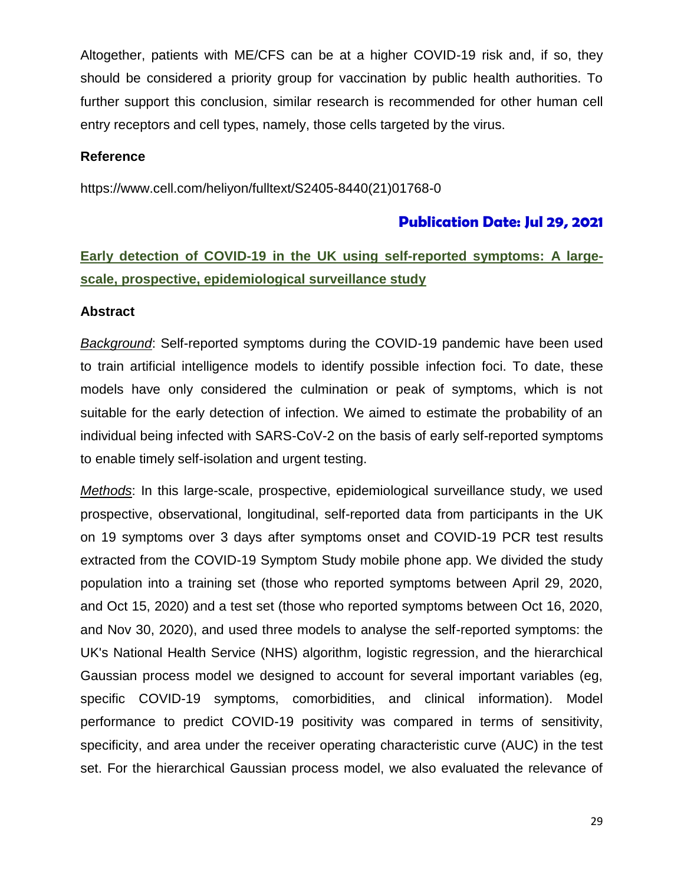Altogether, patients with ME/CFS can be at a higher COVID-19 risk and, if so, they should be considered a priority group for vaccination by public health authorities. To further support this conclusion, similar research is recommended for other human cell entry receptors and cell types, namely, those cells targeted by the virus.

**Reference**

https://www.cell.com/heliyon/fulltext/S2405-8440(21)01768-0

**Publication Date: Jul 29, 2021**

## Early detection of COVID-19 in the UK using self-reported symptoms: A large-scale, prospective, epidemiological surveillance study

**Abstract**

*Background*: Self-reported symptoms during the COVID-19 pandemic have been used to train artificial intelligence models to identify possible infection foci. To date, these models have only considered the culmination or peak of symptoms, which is not suitable for the early detection of infection. We aimed to estimate the probability of an individual being infected with SARS-CoV-2 on the basis of early self-reported symptoms to enable timely self-isolation and urgent testing.

*Methods*: In this large-scale, prospective, epidemiological surveillance study, we used prospective, observational, longitudinal, self-reported data from participants in the UK on 19 symptoms over 3 days after symptoms onset and COVID-19 PCR test results extracted from the COVID-19 Symptom Study mobile phone app. We divided the study population into a training set (those who reported symptoms between April 29, 2020, and Oct 15, 2020) and a test set (those who reported symptoms between Oct 16, 2020, and Nov 30, 2020), and used three models to analyse the self-reported symptoms: the UK's National Health Service (NHS) algorithm, logistic regression, and the hierarchical Gaussian process model we designed to account for several important variables (eg, specific COVID-19 symptoms, comorbidities, and clinical information). Model performance to predict COVID-19 positivity was compared in terms of sensitivity, specificity, and area under the receiver operating characteristic curve (AUC) in the test set. For the hierarchical Gaussian process model, we also evaluated the relevance of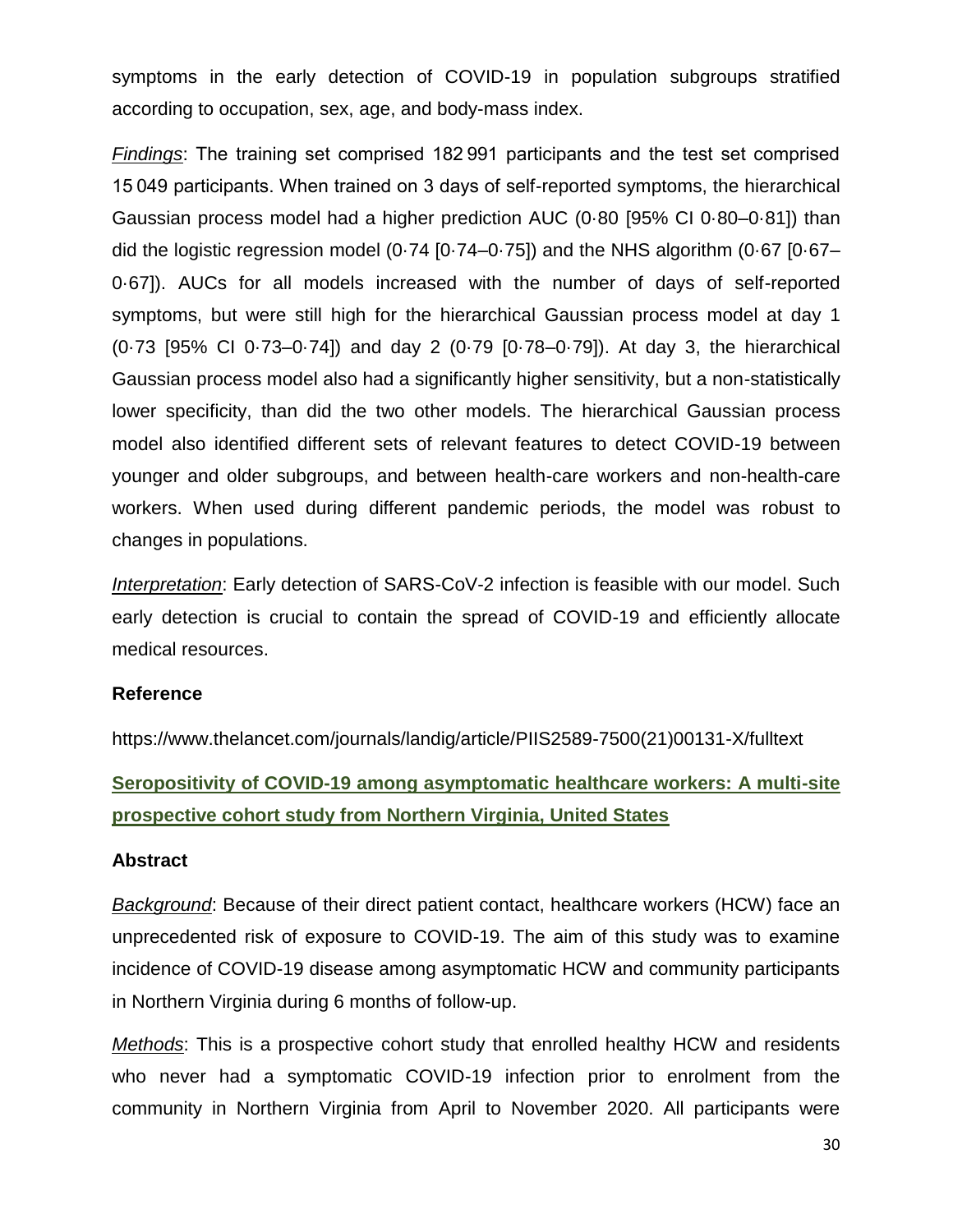symptoms in the early detection of COVID-19 in population subgroups stratified according to occupation, sex, age, and body-mass index.

*Findings*: The training set comprised 182 991 participants and the test set comprised 15 049 participants. When trained on 3 days of self-reported symptoms, the hierarchical Gaussian process model had a higher prediction AUC (0·80 [95% CI 0·80–0·81]) than did the logistic regression model (0·74 [0·74–0·75]) and the NHS algorithm (0·67 [0·67–0·67]). AUCs for all models increased with the number of days of self-reported symptoms, but were still high for the hierarchical Gaussian process model at day 1 (0·73 [95% CI 0·73–0·74]) and day 2 (0·79 [0·78–0·79]). At day 3, the hierarchical Gaussian process model also had a significantly higher sensitivity, but a non-statistically lower specificity, than did the two other models. The hierarchical Gaussian process model also identified different sets of relevant features to detect COVID-19 between younger and older subgroups, and between health-care workers and non-health-care workers. When used during different pandemic periods, the model was robust to changes in populations.

*Interpretation*: Early detection of SARS-CoV-2 infection is feasible with our model. Such early detection is crucial to contain the spread of COVID-19 and efficiently allocate medical resources.

**Reference**

https://www.thelancet.com/journals/landig/article/PIIS2589-7500(21)00131-X/fulltext

## Seropositivity of COVID-19 among asymptomatic healthcare workers: A multi-site prospective cohort study from Northern Virginia, United States

**Abstract**

*Background*: Because of their direct patient contact, healthcare workers (HCW) face an unprecedented risk of exposure to COVID-19. The aim of this study was to examine incidence of COVID-19 disease among asymptomatic HCW and community participants in Northern Virginia during 6 months of follow-up.

*Methods*: This is a prospective cohort study that enrolled healthy HCW and residents who never had a symptomatic COVID-19 infection prior to enrolment from the community in Northern Virginia from April to November 2020. All participants were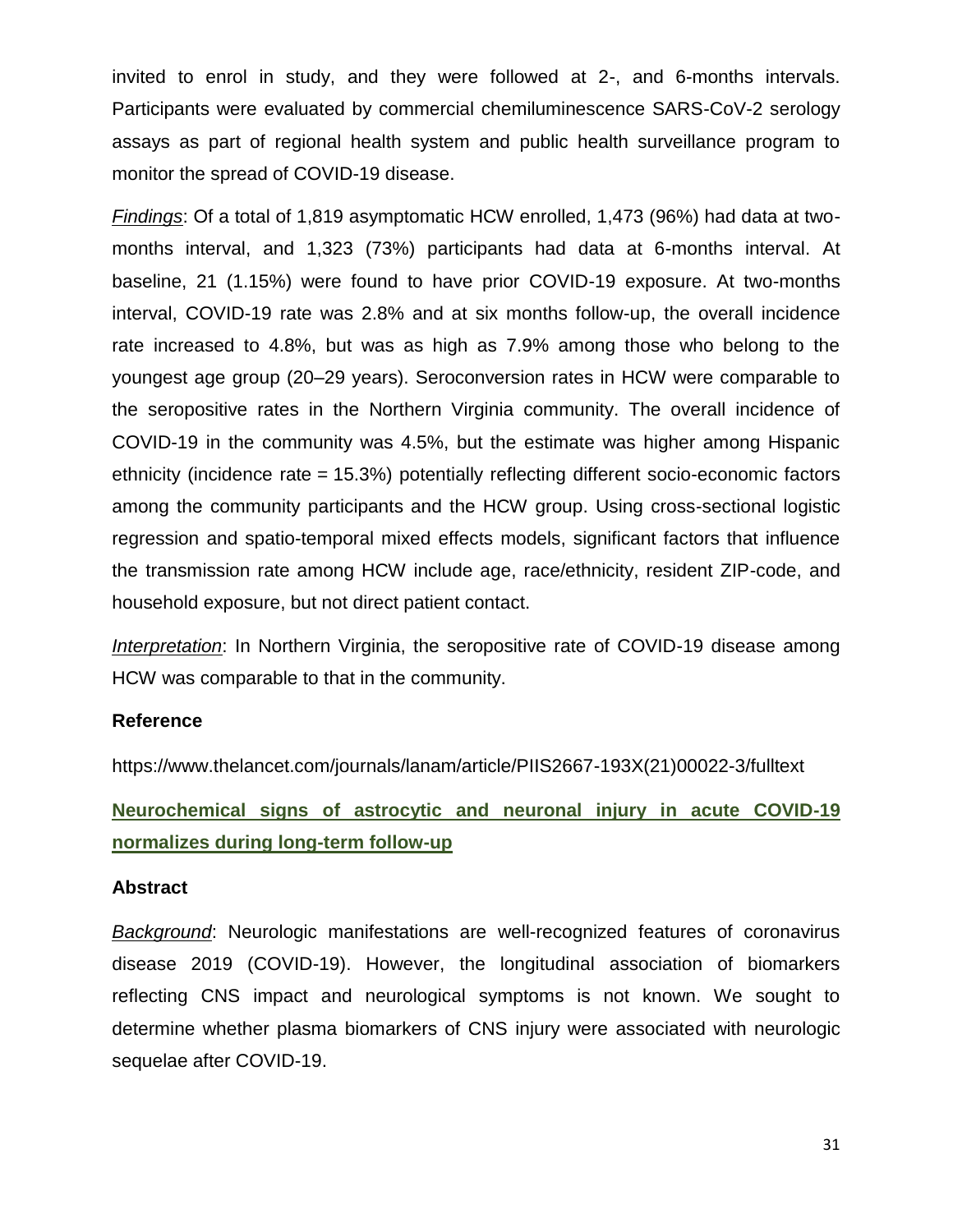invited to enrol in study, and they were followed at 2-, and 6-months intervals. Participants were evaluated by commercial chemiluminescence SARS-CoV-2 serology assays as part of regional health system and public health surveillance program to monitor the spread of COVID-19 disease.

*Findings*: Of a total of 1,819 asymptomatic HCW enrolled, 1,473 (96%) had data at two-months interval, and 1,323 (73%) participants had data at 6-months interval. At baseline, 21 (1.15%) were found to have prior COVID-19 exposure. At two-months interval, COVID-19 rate was 2.8% and at six months follow-up, the overall incidence rate increased to 4.8%, but was as high as 7.9% among those who belong to the youngest age group (20–29 years). Seroconversion rates in HCW were comparable to the seropositive rates in the Northern Virginia community. The overall incidence of COVID-19 in the community was 4.5%, but the estimate was higher among Hispanic ethnicity (incidence rate = 15.3%) potentially reflecting different socio-economic factors among the community participants and the HCW group. Using cross-sectional logistic regression and spatio-temporal mixed effects models, significant factors that influence the transmission rate among HCW include age, race/ethnicity, resident ZIP-code, and household exposure, but not direct patient contact.

*Interpretation*: In Northern Virginia, the seropositive rate of COVID-19 disease among HCW was comparable to that in the community.

**Reference**

https://www.thelancet.com/journals/lanam/article/PIIS2667-193X(21)00022-3/fulltext

## Neurochemical signs of astrocytic and neuronal injury in acute COVID-19 normalizes during long-term follow-up

**Abstract**

*Background*: Neurologic manifestations are well-recognized features of coronavirus disease 2019 (COVID-19). However, the longitudinal association of biomarkers reflecting CNS impact and neurological symptoms is not known. We sought to determine whether plasma biomarkers of CNS injury were associated with neurologic sequelae after COVID-19.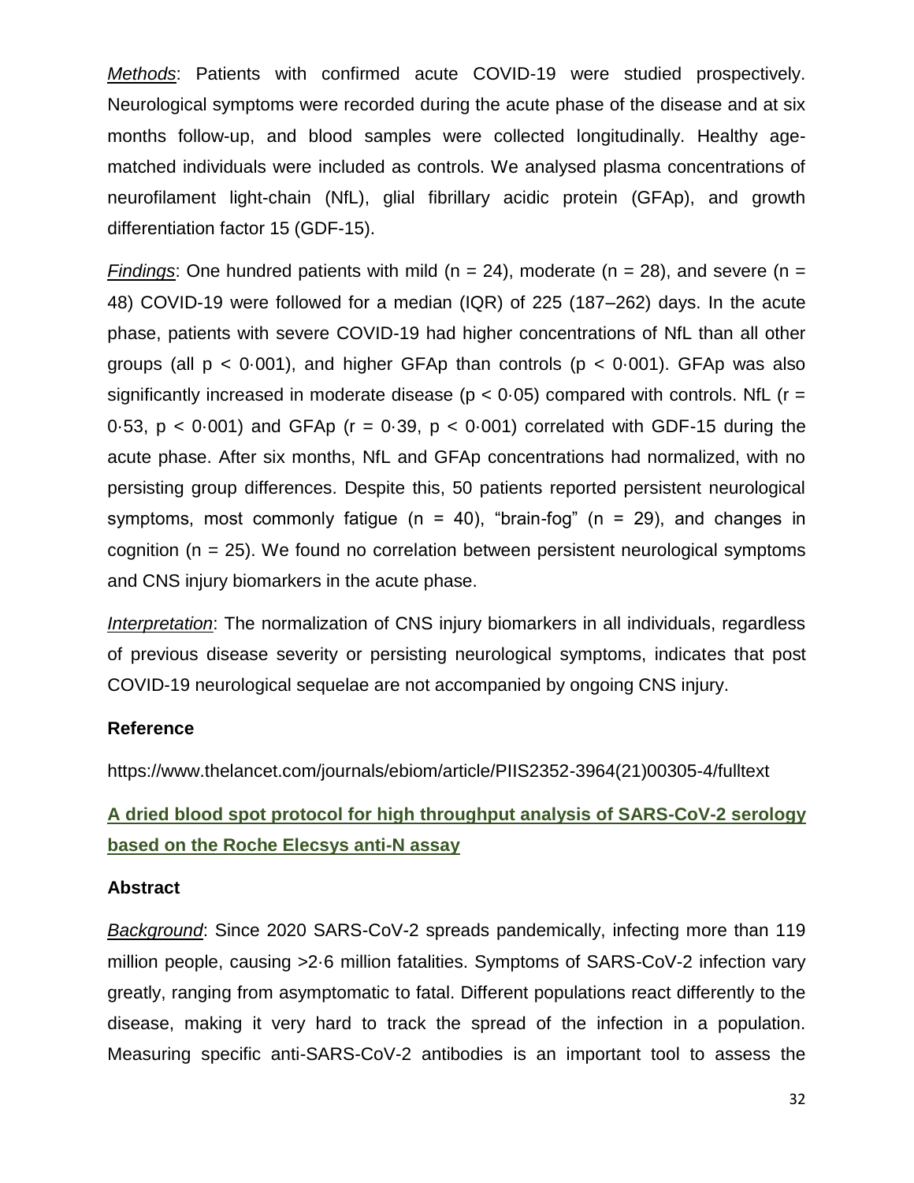*Methods*: Patients with confirmed acute COVID-19 were studied prospectively. Neurological symptoms were recorded during the acute phase of the disease and at six months follow-up, and blood samples were collected longitudinally. Healthy age-matched individuals were included as controls. We analysed plasma concentrations of neurofilament light-chain (NfL), glial fibrillary acidic protein (GFAp), and growth differentiation factor 15 (GDF-15).

*Findings*: One hundred patients with mild ($n = 24$), moderate ($n = 28$), and severe ($n = 48$) COVID-19 were followed for a median (IQR) of 225 (187–262) days. In the acute phase, patients with severe COVID-19 had higher concentrations of NfL than all other groups (all $p < 0{\cdot}001$), and higher GFAp than controls ($p < 0{\cdot}001$). GFAp was also significantly increased in moderate disease ($p < 0{\cdot}05$) compared with controls. NfL ($r = 0{\cdot}53$, $p < 0{\cdot}001$) and GFAp ($r = 0{\cdot}39$, $p < 0{\cdot}001$) correlated with GDF-15 during the acute phase. After six months, NfL and GFAp concentrations had normalized, with no persisting group differences. Despite this, 50 patients reported persistent neurological symptoms, most commonly fatigue ($n = 40$), "brain-fog" ($n = 29$), and changes in cognition ($n = 25$). We found no correlation between persistent neurological symptoms and CNS injury biomarkers in the acute phase.

*Interpretation*: The normalization of CNS injury biomarkers in all individuals, regardless of previous disease severity or persisting neurological symptoms, indicates that post COVID-19 neurological sequelae are not accompanied by ongoing CNS injury.

### Reference

https://www.thelancet.com/journals/ebiom/article/PIIS2352-3964(21)00305-4/fulltext

## A dried blood spot protocol for high throughput analysis of SARS-CoV-2 serology based on the Roche Elecsys anti-N assay

### Abstract

*Background*: Since 2020 SARS-CoV-2 spreads pandemically, infecting more than 119 million people, causing >2·6 million fatalities. Symptoms of SARS-CoV-2 infection vary greatly, ranging from asymptomatic to fatal. Different populations react differently to the disease, making it very hard to track the spread of the infection in a population. Measuring specific anti-SARS-CoV-2 antibodies is an important tool to assess the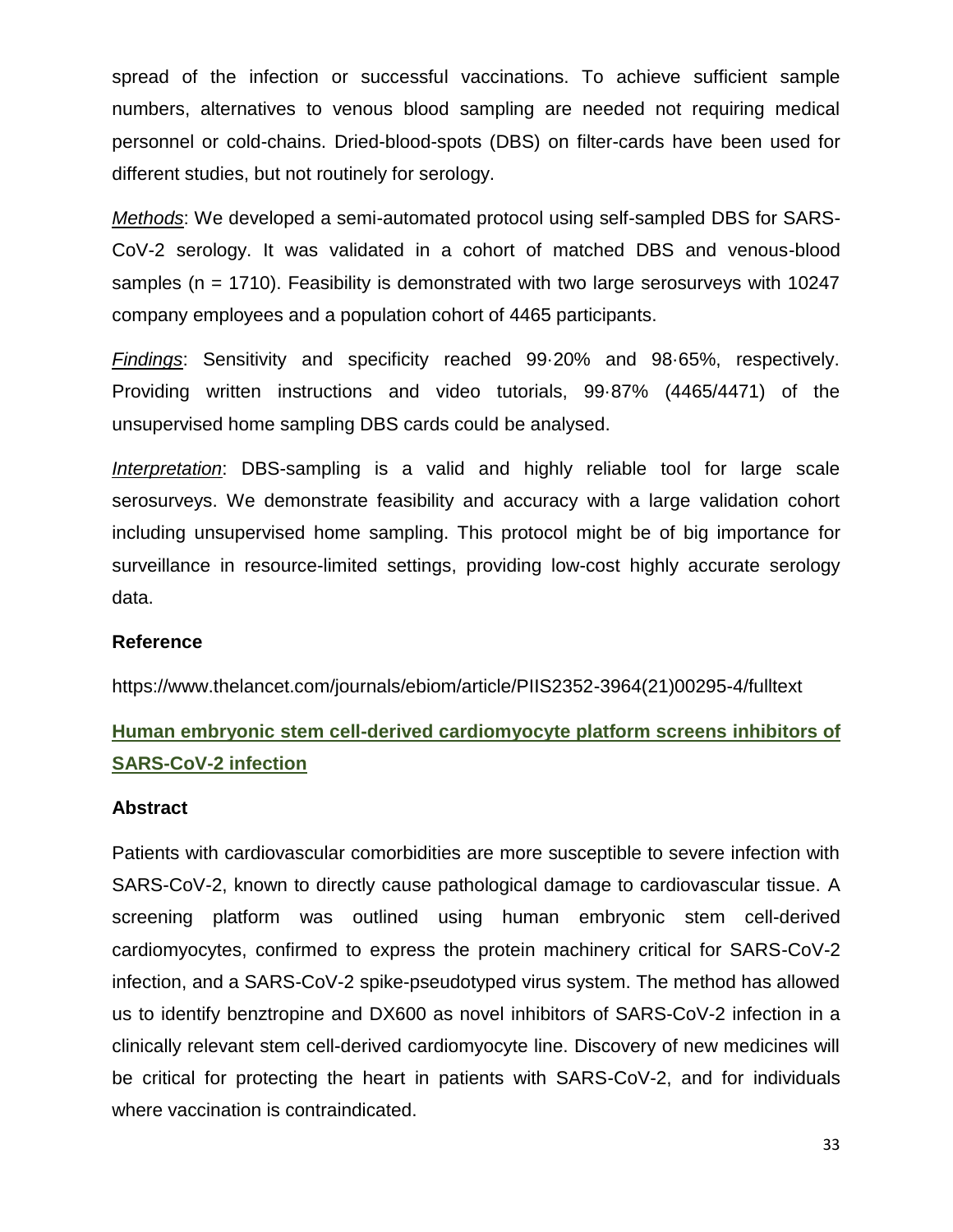spread of the infection or successful vaccinations. To achieve sufficient sample numbers, alternatives to venous blood sampling are needed not requiring medical personnel or cold-chains. Dried-blood-spots (DBS) on filter-cards have been used for different studies, but not routinely for serology.

*Methods*: We developed a semi-automated protocol using self-sampled DBS for SARS-CoV-2 serology. It was validated in a cohort of matched DBS and venous-blood samples (n = 1710). Feasibility is demonstrated with two large serosurveys with 10247 company employees and a population cohort of 4465 participants.

*Findings*: Sensitivity and specificity reached 99·20% and 98·65%, respectively. Providing written instructions and video tutorials, 99·87% (4465/4471) of the unsupervised home sampling DBS cards could be analysed.

*Interpretation*: DBS-sampling is a valid and highly reliable tool for large scale serosurveys. We demonstrate feasibility and accuracy with a large validation cohort including unsupervised home sampling. This protocol might be of big importance for surveillance in resource-limited settings, providing low-cost highly accurate serology data.

**Reference**

https://www.thelancet.com/journals/ebiom/article/PIIS2352-3964(21)00295-4/fulltext

## Human embryonic stem cell-derived cardiomyocyte platform screens inhibitors of SARS-CoV-2 infection

**Abstract**

Patients with cardiovascular comorbidities are more susceptible to severe infection with SARS-CoV-2, known to directly cause pathological damage to cardiovascular tissue. A screening platform was outlined using human embryonic stem cell-derived cardiomyocytes, confirmed to express the protein machinery critical for SARS-CoV-2 infection, and a SARS-CoV-2 spike-pseudotyped virus system. The method has allowed us to identify benztropine and DX600 as novel inhibitors of SARS-CoV-2 infection in a clinically relevant stem cell-derived cardiomyocyte line. Discovery of new medicines will be critical for protecting the heart in patients with SARS-CoV-2, and for individuals where vaccination is contraindicated.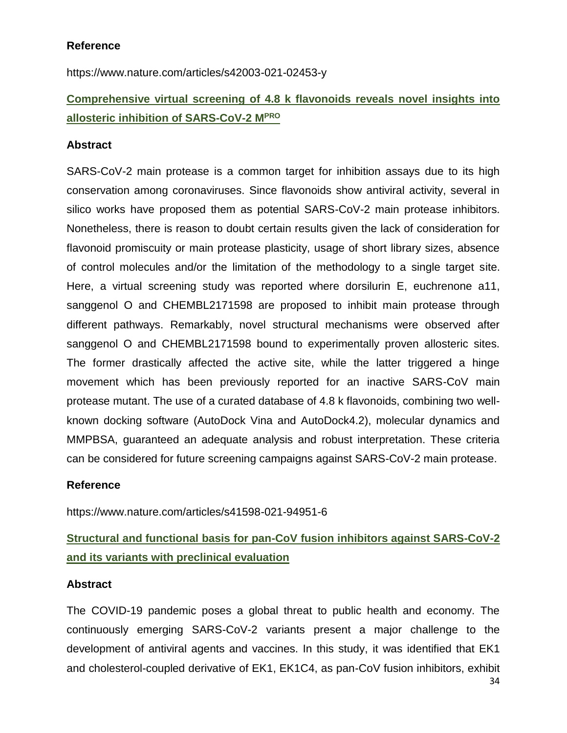### Reference

https://www.nature.com/articles/s42003-021-02453-y

### [Comprehensive virtual screening of 4.8 k flavonoids reveals novel insights into allosteric inhibition of SARS-CoV-2 M$^{PRO}$]

### Abstract

SARS-CoV-2 main protease is a common target for inhibition assays due to its high conservation among coronaviruses. Since flavonoids show antiviral activity, several in silico works have proposed them as potential SARS-CoV-2 main protease inhibitors. Nonetheless, there is reason to doubt certain results given the lack of consideration for flavonoid promiscuity or main protease plasticity, usage of short library sizes, absence of control molecules and/or the limitation of the methodology to a single target site. Here, a virtual screening study was reported where dorsilurin E, euchrenone a11, sanggenol O and CHEMBL2171598 are proposed to inhibit main protease through different pathways. Remarkably, novel structural mechanisms were observed after sanggenol O and CHEMBL2171598 bound to experimentally proven allosteric sites. The former drastically affected the active site, while the latter triggered a hinge movement which has been previously reported for an inactive SARS-CoV main protease mutant. The use of a curated database of 4.8 k flavonoids, combining two well-known docking software (AutoDock Vina and AutoDock4.2), molecular dynamics and MMPBSA, guaranteed an adequate analysis and robust interpretation. These criteria can be considered for future screening campaigns against SARS-CoV-2 main protease.

### Reference

https://www.nature.com/articles/s41598-021-94951-6

### Structural and functional basis for pan-CoV fusion inhibitors against SARS-CoV-2 and its variants with preclinical evaluation

### Abstract

The COVID-19 pandemic poses a global threat to public health and economy. The continuously emerging SARS-CoV-2 variants present a major challenge to the development of antiviral agents and vaccines. In this study, it was identified that EK1 and cholesterol-coupled derivative of EK1, EK1C4, as pan-CoV fusion inhibitors, exhibit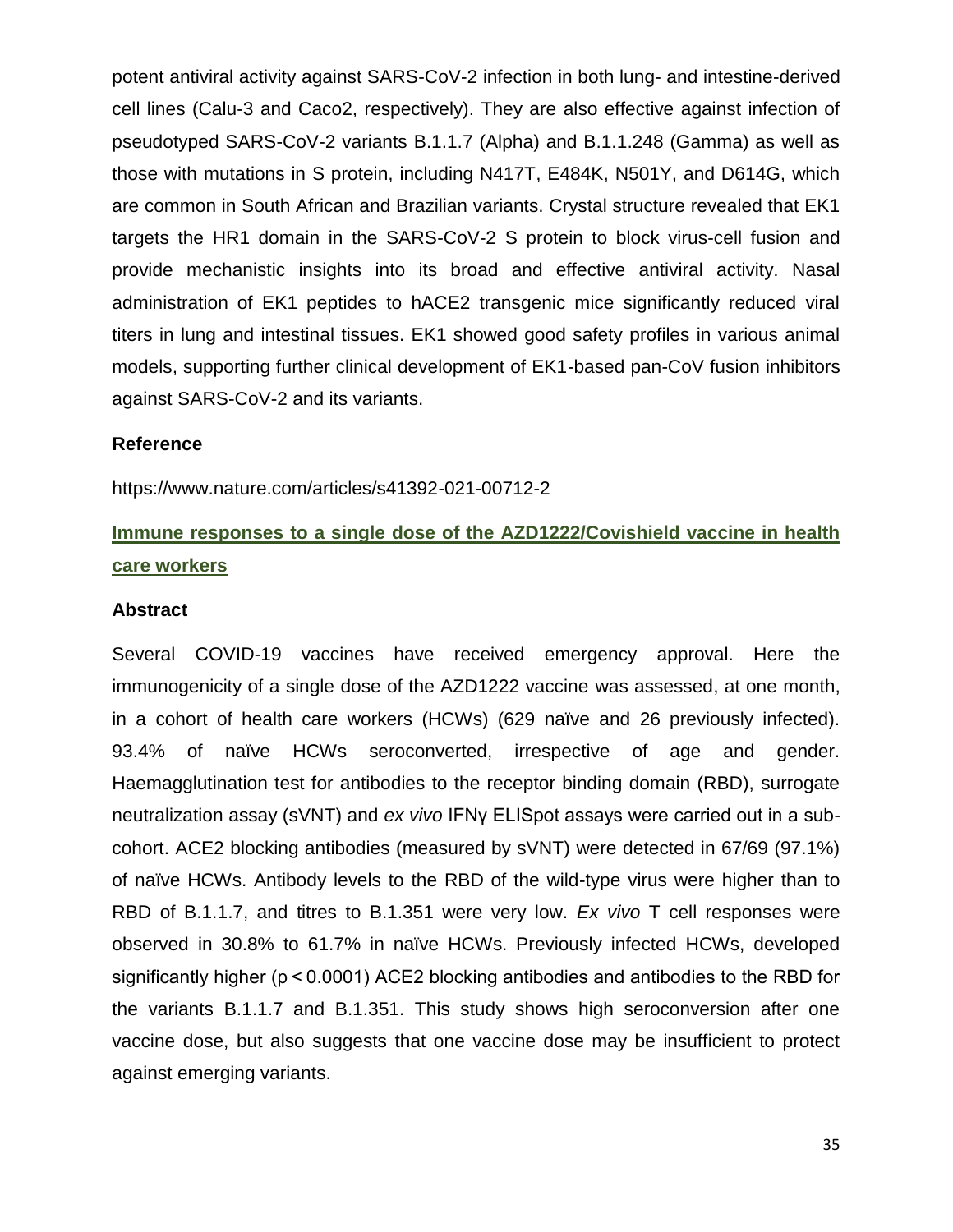potent antiviral activity against SARS-CoV-2 infection in both lung- and intestine-derived cell lines (Calu-3 and Caco2, respectively). They are also effective against infection of pseudotyped SARS-CoV-2 variants B.1.1.7 (Alpha) and B.1.1.248 (Gamma) as well as those with mutations in S protein, including N417T, E484K, N501Y, and D614G, which are common in South African and Brazilian variants. Crystal structure revealed that EK1 targets the HR1 domain in the SARS-CoV-2 S protein to block virus-cell fusion and provide mechanistic insights into its broad and effective antiviral activity. Nasal administration of EK1 peptides to hACE2 transgenic mice significantly reduced viral titers in lung and intestinal tissues. EK1 showed good safety profiles in various animal models, supporting further clinical development of EK1-based pan-CoV fusion inhibitors against SARS-CoV-2 and its variants.

**Reference**

https://www.nature.com/articles/s41392-021-00712-2

## Immune responses to a single dose of the AZD1222/Covishield vaccine in health care workers

**Abstract**

Several COVID-19 vaccines have received emergency approval. Here the immunogenicity of a single dose of the AZD1222 vaccine was assessed, at one month, in a cohort of health care workers (HCWs) (629 naïve and 26 previously infected). 93.4% of naïve HCWs seroconverted, irrespective of age and gender. Haemagglutination test for antibodies to the receptor binding domain (RBD), surrogate neutralization assay (sVNT) and *ex vivo* IFNγ ELISpot assays were carried out in a sub-cohort. ACE2 blocking antibodies (measured by sVNT) were detected in 67/69 (97.1%) of naïve HCWs. Antibody levels to the RBD of the wild-type virus were higher than to RBD of B.1.1.7, and titres to B.1.351 were very low. *Ex vivo* T cell responses were observed in 30.8% to 61.7% in naïve HCWs. Previously infected HCWs, developed significantly higher ($p < 0.0001$) ACE2 blocking antibodies and antibodies to the RBD for the variants B.1.1.7 and B.1.351. This study shows high seroconversion after one vaccine dose, but also suggests that one vaccine dose may be insufficient to protect against emerging variants.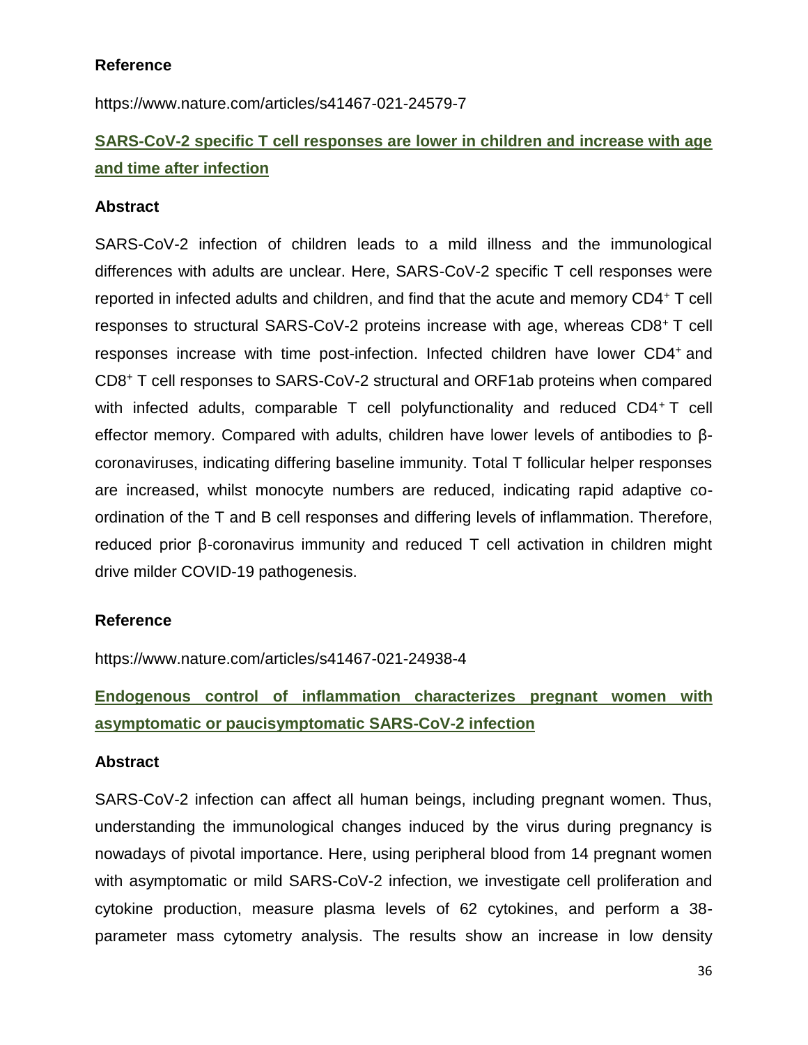**Reference**

https://www.nature.com/articles/s41467-021-24579-7

## SARS-CoV-2 specific T cell responses are lower in children and increase with age and time after infection

**Abstract**

SARS-CoV-2 infection of children leads to a mild illness and the immunological differences with adults are unclear. Here, SARS-CoV-2 specific T cell responses were reported in infected adults and children, and find that the acute and memory $CD4^+$ T cell responses to structural SARS-CoV-2 proteins increase with age, whereas $CD8^+$ T cell responses increase with time post-infection. Infected children have lower $CD4^+$ and $CD8^+$ T cell responses to SARS-CoV-2 structural and ORF1ab proteins when compared with infected adults, comparable T cell polyfunctionality and reduced $CD4^+$ T cell effector memory. Compared with adults, children have lower levels of antibodies to β-coronaviruses, indicating differing baseline immunity. Total T follicular helper responses are increased, whilst monocyte numbers are reduced, indicating rapid adaptive co-ordination of the T and B cell responses and differing levels of inflammation. Therefore, reduced prior β-coronavirus immunity and reduced T cell activation in children might drive milder COVID-19 pathogenesis.

**Reference**

https://www.nature.com/articles/s41467-021-24938-4

## Endogenous control of inflammation characterizes pregnant women with asymptomatic or paucisymptomatic SARS-CoV-2 infection

**Abstract**

SARS-CoV-2 infection can affect all human beings, including pregnant women. Thus, understanding the immunological changes induced by the virus during pregnancy is nowadays of pivotal importance. Here, using peripheral blood from 14 pregnant women with asymptomatic or mild SARS-CoV-2 infection, we investigate cell proliferation and cytokine production, measure plasma levels of 62 cytokines, and perform a 38-parameter mass cytometry analysis. The results show an increase in low density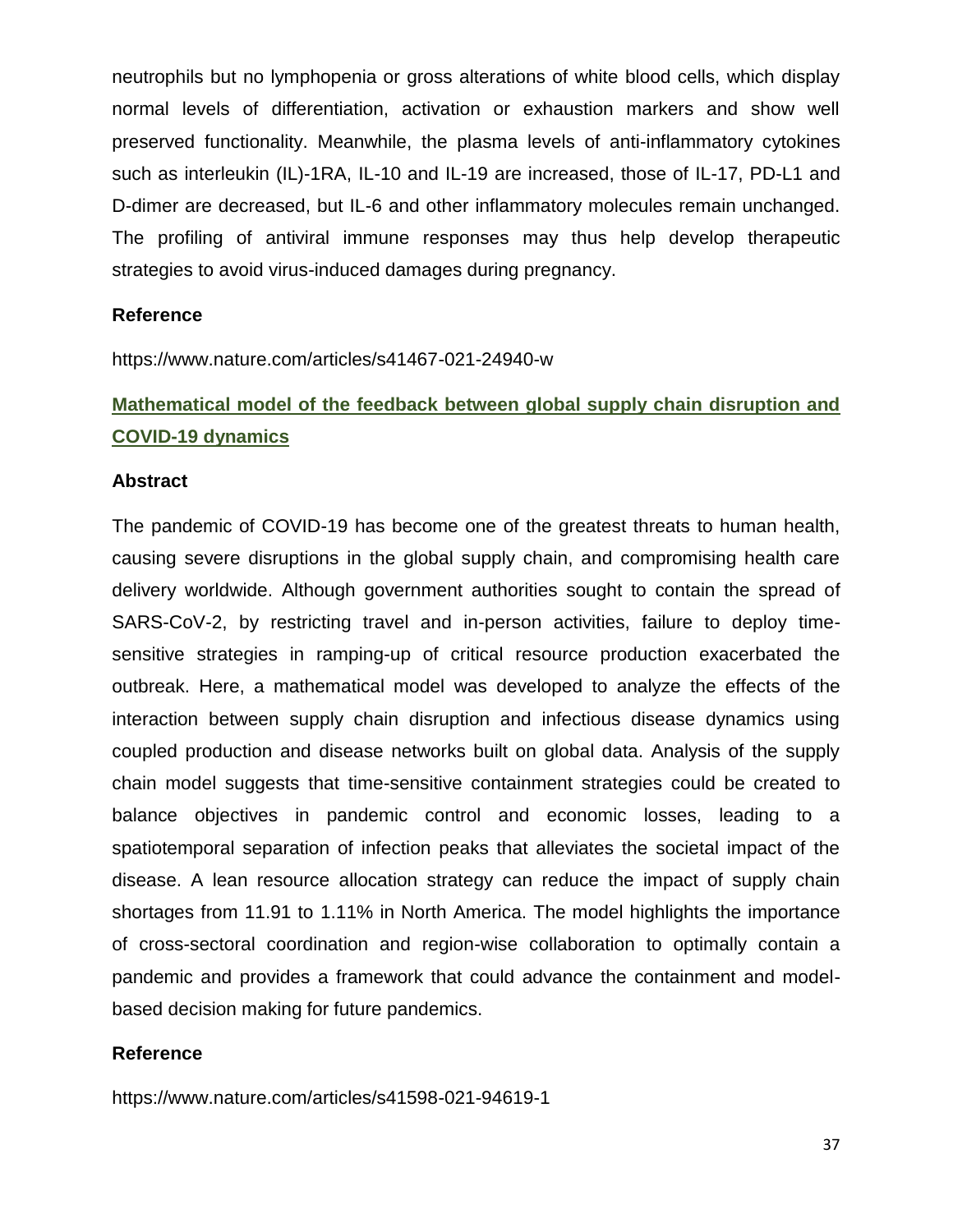neutrophils but no lymphopenia or gross alterations of white blood cells, which display normal levels of differentiation, activation or exhaustion markers and show well preserved functionality. Meanwhile, the plasma levels of anti-inflammatory cytokines such as interleukin (IL)-1RA, IL-10 and IL-19 are increased, those of IL-17, PD-L1 and D-dimer are decreased, but IL-6 and other inflammatory molecules remain unchanged. The profiling of antiviral immune responses may thus help develop therapeutic strategies to avoid virus-induced damages during pregnancy.

**Reference**

https://www.nature.com/articles/s41467-021-24940-w

## Mathematical model of the feedback between global supply chain disruption and COVID-19 dynamics

**Abstract**

The pandemic of COVID-19 has become one of the greatest threats to human health, causing severe disruptions in the global supply chain, and compromising health care delivery worldwide. Although government authorities sought to contain the spread of SARS-CoV-2, by restricting travel and in-person activities, failure to deploy time-sensitive strategies in ramping-up of critical resource production exacerbated the outbreak. Here, a mathematical model was developed to analyze the effects of the interaction between supply chain disruption and infectious disease dynamics using coupled production and disease networks built on global data. Analysis of the supply chain model suggests that time-sensitive containment strategies could be created to balance objectives in pandemic control and economic losses, leading to a spatiotemporal separation of infection peaks that alleviates the societal impact of the disease. A lean resource allocation strategy can reduce the impact of supply chain shortages from 11.91 to 1.11% in North America. The model highlights the importance of cross-sectoral coordination and region-wise collaboration to optimally contain a pandemic and provides a framework that could advance the containment and model-based decision making for future pandemics.

**Reference**

https://www.nature.com/articles/s41598-021-94619-1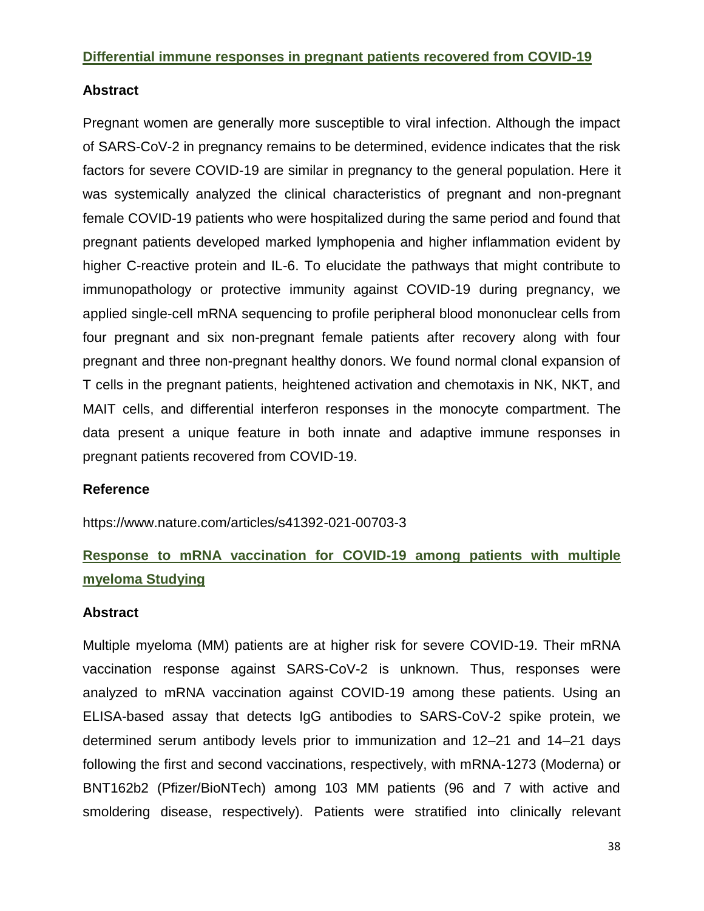## Differential immune responses in pregnant patients recovered from COVID-19

### Abstract

Pregnant women are generally more susceptible to viral infection. Although the impact of SARS-CoV-2 in pregnancy remains to be determined, evidence indicates that the risk factors for severe COVID-19 are similar in pregnancy to the general population. Here it was systemically analyzed the clinical characteristics of pregnant and non-pregnant female COVID-19 patients who were hospitalized during the same period and found that pregnant patients developed marked lymphopenia and higher inflammation evident by higher C-reactive protein and IL-6. To elucidate the pathways that might contribute to immunopathology or protective immunity against COVID-19 during pregnancy, we applied single-cell mRNA sequencing to profile peripheral blood mononuclear cells from four pregnant and six non-pregnant female patients after recovery along with four pregnant and three non-pregnant healthy donors. We found normal clonal expansion of T cells in the pregnant patients, heightened activation and chemotaxis in NK, NKT, and MAIT cells, and differential interferon responses in the monocyte compartment. The data present a unique feature in both innate and adaptive immune responses in pregnant patients recovered from COVID-19.

### Reference

https://www.nature.com/articles/s41392-021-00703-3

## Response to mRNA vaccination for COVID-19 among patients with multiple myeloma Studying

### Abstract

Multiple myeloma (MM) patients are at higher risk for severe COVID-19. Their mRNA vaccination response against SARS-CoV-2 is unknown. Thus, responses were analyzed to mRNA vaccination against COVID-19 among these patients. Using an ELISA-based assay that detects IgG antibodies to SARS-CoV-2 spike protein, we determined serum antibody levels prior to immunization and 12–21 and 14–21 days following the first and second vaccinations, respectively, with mRNA-1273 (Moderna) or BNT162b2 (Pfizer/BioNTech) among 103 MM patients (96 and 7 with active and smoldering disease, respectively). Patients were stratified into clinically relevant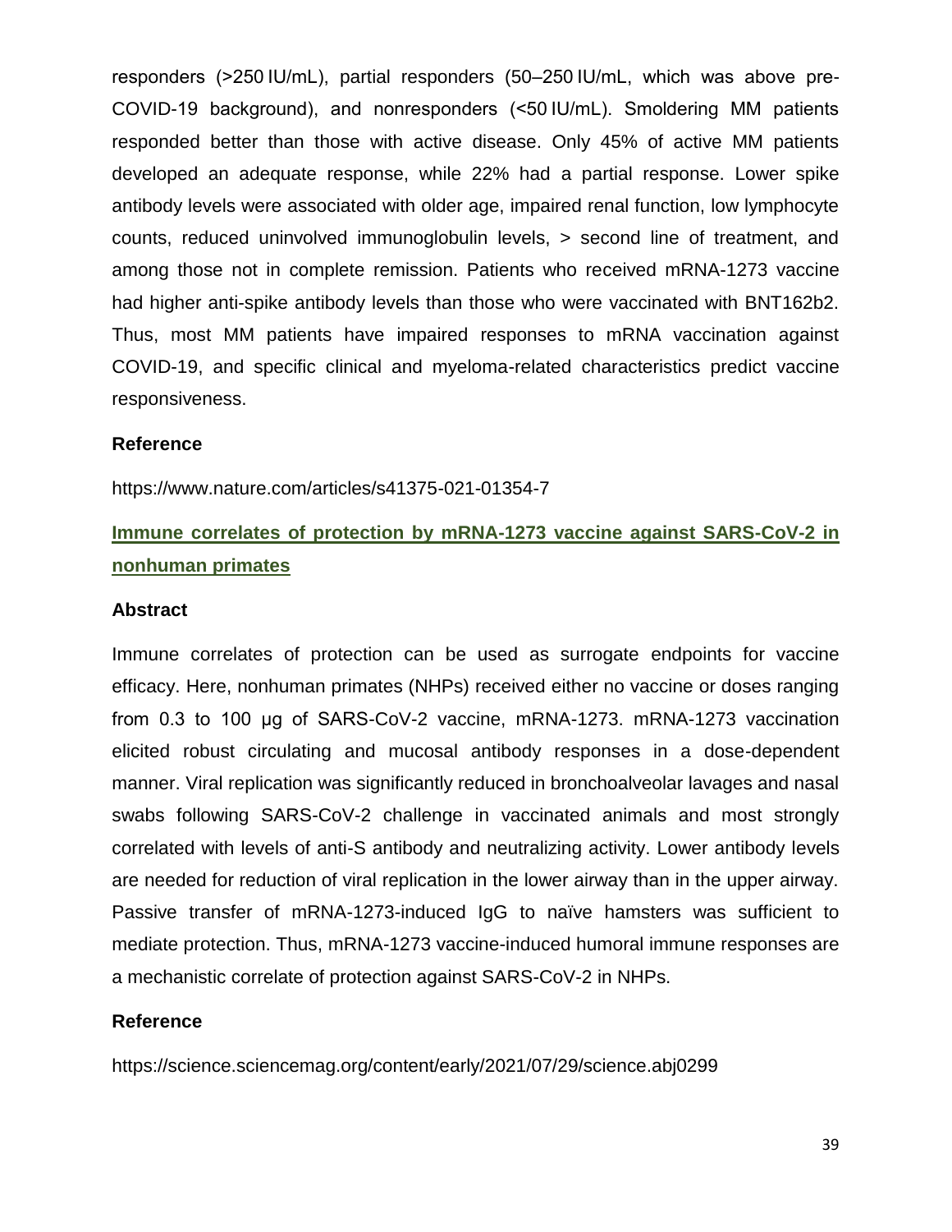responders (>250 IU/mL), partial responders (50–250 IU/mL, which was above pre-COVID-19 background), and nonresponders (<50 IU/mL). Smoldering MM patients responded better than those with active disease. Only 45% of active MM patients developed an adequate response, while 22% had a partial response. Lower spike antibody levels were associated with older age, impaired renal function, low lymphocyte counts, reduced uninvolved immunoglobulin levels, > second line of treatment, and among those not in complete remission. Patients who received mRNA-1273 vaccine had higher anti-spike antibody levels than those who were vaccinated with BNT162b2. Thus, most MM patients have impaired responses to mRNA vaccination against COVID-19, and specific clinical and myeloma-related characteristics predict vaccine responsiveness.

**Reference**

https://www.nature.com/articles/s41375-021-01354-7

## Immune correlates of protection by mRNA-1273 vaccine against SARS-CoV-2 in nonhuman primates

**Abstract**

Immune correlates of protection can be used as surrogate endpoints for vaccine efficacy. Here, nonhuman primates (NHPs) received either no vaccine or doses ranging from 0.3 to 100 μg of SARS-CoV-2 vaccine, mRNA-1273. mRNA-1273 vaccination elicited robust circulating and mucosal antibody responses in a dose-dependent manner. Viral replication was significantly reduced in bronchoalveolar lavages and nasal swabs following SARS-CoV-2 challenge in vaccinated animals and most strongly correlated with levels of anti-S antibody and neutralizing activity. Lower antibody levels are needed for reduction of viral replication in the lower airway than in the upper airway. Passive transfer of mRNA-1273-induced IgG to naïve hamsters was sufficient to mediate protection. Thus, mRNA-1273 vaccine-induced humoral immune responses are a mechanistic correlate of protection against SARS-CoV-2 in NHPs.

**Reference**

https://science.sciencemag.org/content/early/2021/07/29/science.abj0299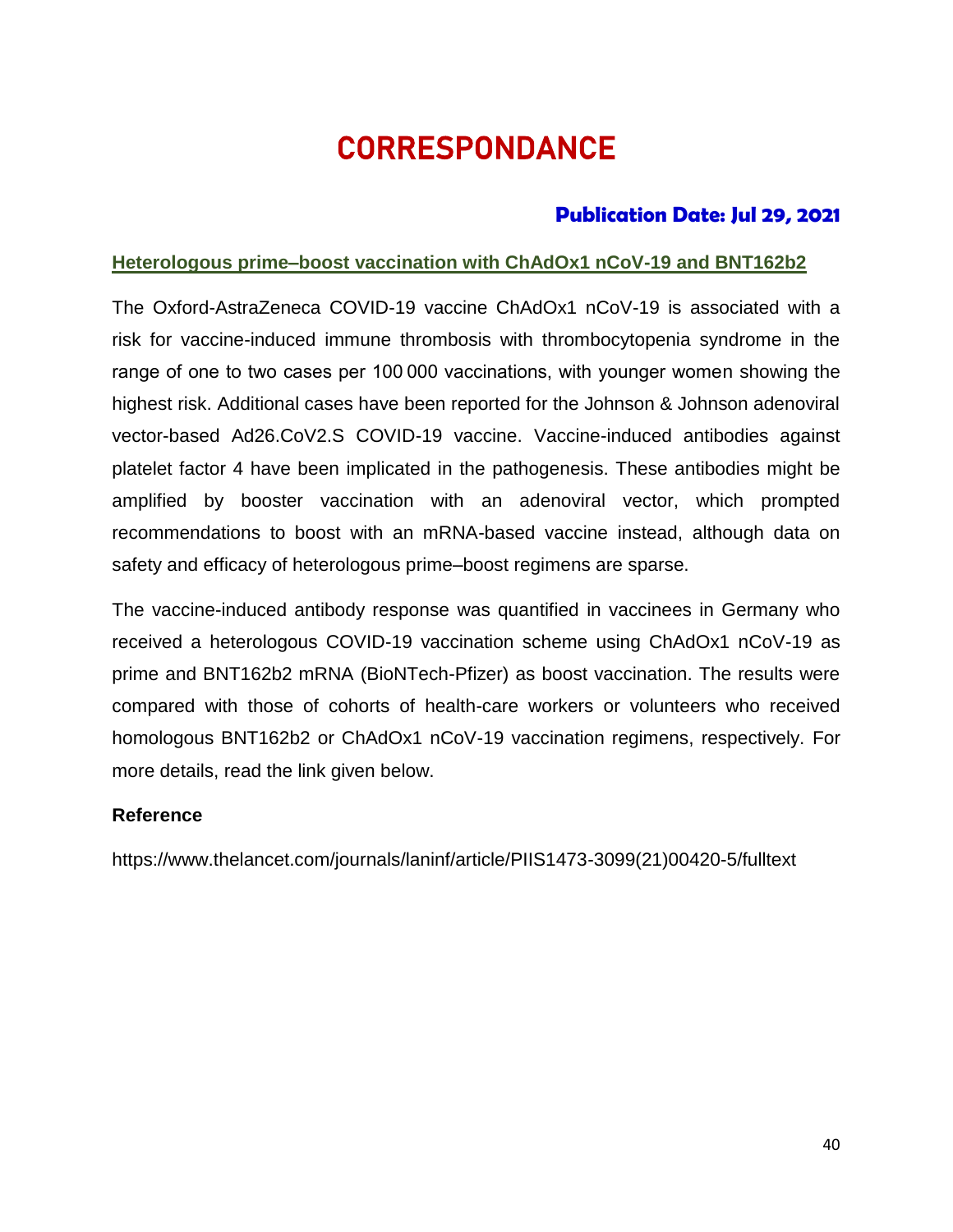# CORRESPONDANCE

**Publication Date: Jul 29, 2021**

## Heterologous prime–boost vaccination with ChAdOx1 nCoV-19 and BNT162b2

The Oxford-AstraZeneca COVID-19 vaccine ChAdOx1 nCoV-19 is associated with a risk for vaccine-induced immune thrombosis with thrombocytopenia syndrome in the range of one to two cases per 100 000 vaccinations, with younger women showing the highest risk. Additional cases have been reported for the Johnson & Johnson adenoviral vector-based Ad26.CoV2.S COVID-19 vaccine. Vaccine-induced antibodies against platelet factor 4 have been implicated in the pathogenesis. These antibodies might be amplified by booster vaccination with an adenoviral vector, which prompted recommendations to boost with an mRNA-based vaccine instead, although data on safety and efficacy of heterologous prime–boost regimens are sparse.

The vaccine-induced antibody response was quantified in vaccinees in Germany who received a heterologous COVID-19 vaccination scheme using ChAdOx1 nCoV-19 as prime and BNT162b2 mRNA (BioNTech-Pfizer) as boost vaccination. The results were compared with those of cohorts of health-care workers or volunteers who received homologous BNT162b2 or ChAdOx1 nCoV-19 vaccination regimens, respectively. For more details, read the link given below.

**Reference**

https://www.thelancet.com/journals/laninf/article/PIIS1473-3099(21)00420-5/fulltext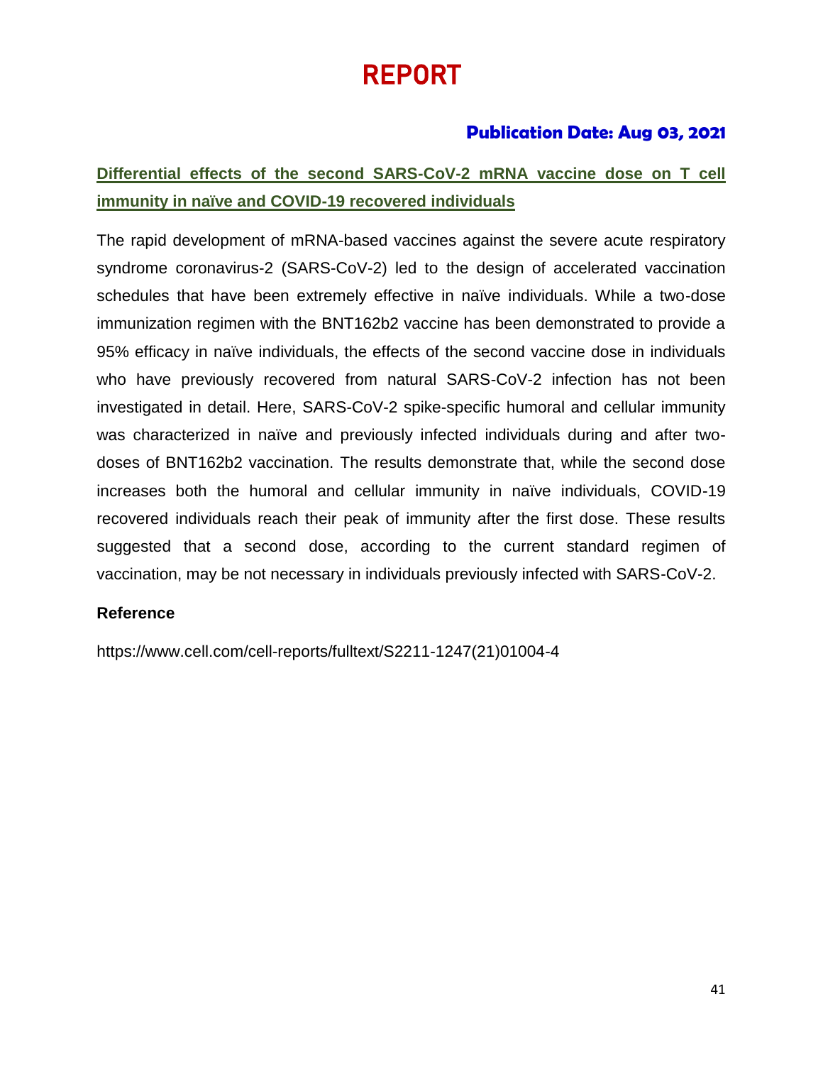# REPORT

**Publication Date: Aug 03, 2021**

## Differential effects of the second SARS-CoV-2 mRNA vaccine dose on T cell immunity in naïve and COVID-19 recovered individuals

The rapid development of mRNA-based vaccines against the severe acute respiratory syndrome coronavirus-2 (SARS-CoV-2) led to the design of accelerated vaccination schedules that have been extremely effective in naïve individuals. While a two-dose immunization regimen with the BNT162b2 vaccine has been demonstrated to provide a 95% efficacy in naïve individuals, the effects of the second vaccine dose in individuals who have previously recovered from natural SARS-CoV-2 infection has not been investigated in detail. Here, SARS-CoV-2 spike-specific humoral and cellular immunity was characterized in naïve and previously infected individuals during and after two-doses of BNT162b2 vaccination. The results demonstrate that, while the second dose increases both the humoral and cellular immunity in naïve individuals, COVID-19 recovered individuals reach their peak of immunity after the first dose. These results suggested that a second dose, according to the current standard regimen of vaccination, may be not necessary in individuals previously infected with SARS-CoV-2.

**Reference**

https://www.cell.com/cell-reports/fulltext/S2211-1247(21)01004-4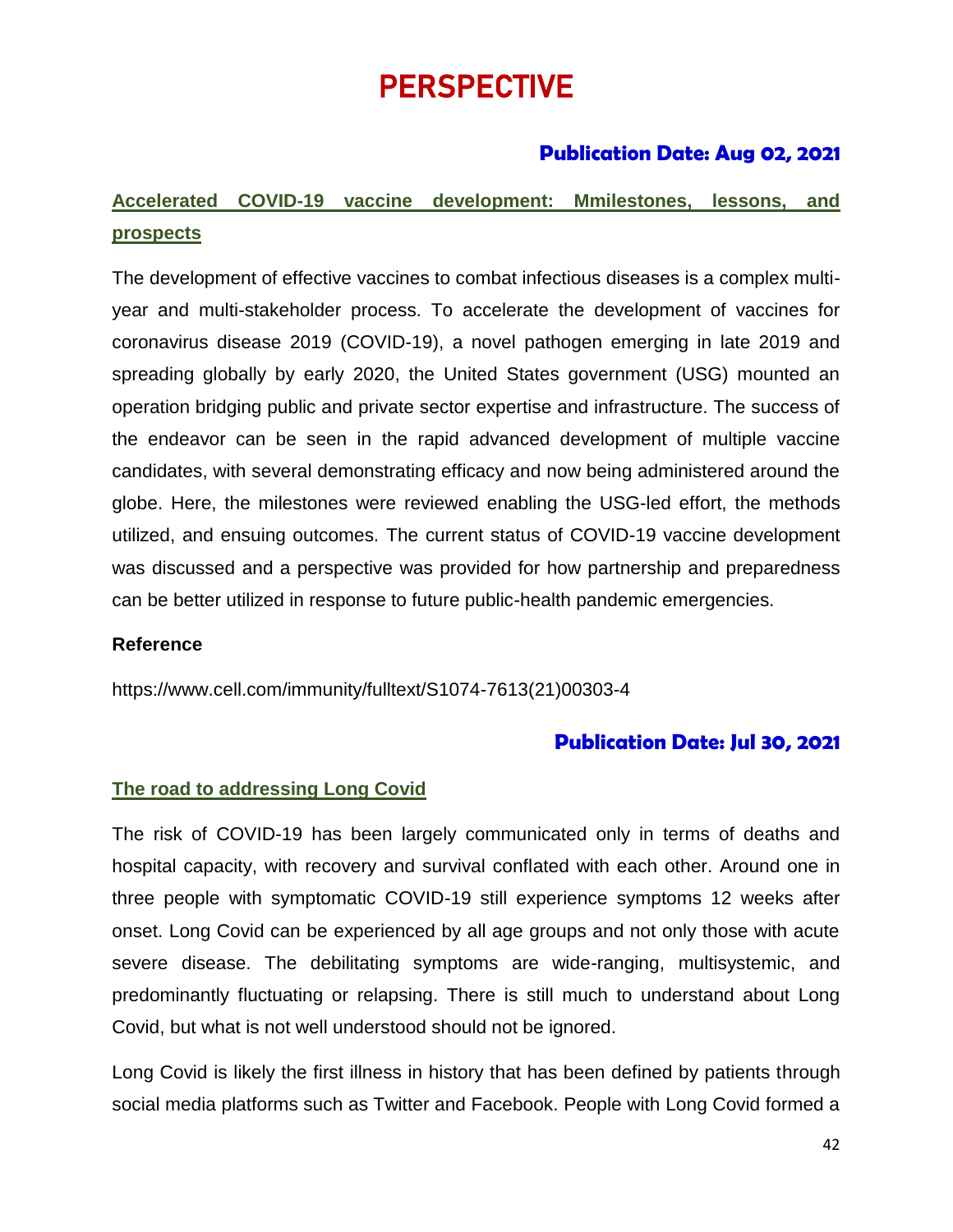# PERSPECTIVE

**Publication Date: Aug 02, 2021**

## Accelerated COVID-19 vaccine development: Mmilestones, lessons, and prospects

The development of effective vaccines to combat infectious diseases is a complex multi-year and multi-stakeholder process. To accelerate the development of vaccines for coronavirus disease 2019 (COVID-19), a novel pathogen emerging in late 2019 and spreading globally by early 2020, the United States government (USG) mounted an operation bridging public and private sector expertise and infrastructure. The success of the endeavor can be seen in the rapid advanced development of multiple vaccine candidates, with several demonstrating efficacy and now being administered around the globe. Here, the milestones were reviewed enabling the USG-led effort, the methods utilized, and ensuing outcomes. The current status of COVID-19 vaccine development was discussed and a perspective was provided for how partnership and preparedness can be better utilized in response to future public-health pandemic emergencies.

**Reference**

https://www.cell.com/immunity/fulltext/S1074-7613(21)00303-4

**Publication Date: Jul 30, 2021**

## The road to addressing Long Covid

The risk of COVID-19 has been largely communicated only in terms of deaths and hospital capacity, with recovery and survival conflated with each other. Around one in three people with symptomatic COVID-19 still experience symptoms 12 weeks after onset. Long Covid can be experienced by all age groups and not only those with acute severe disease. The debilitating symptoms are wide-ranging, multisystemic, and predominantly fluctuating or relapsing. There is still much to understand about Long Covid, but what is not well understood should not be ignored.

Long Covid is likely the first illness in history that has been defined by patients through social media platforms such as Twitter and Facebook. People with Long Covid formed a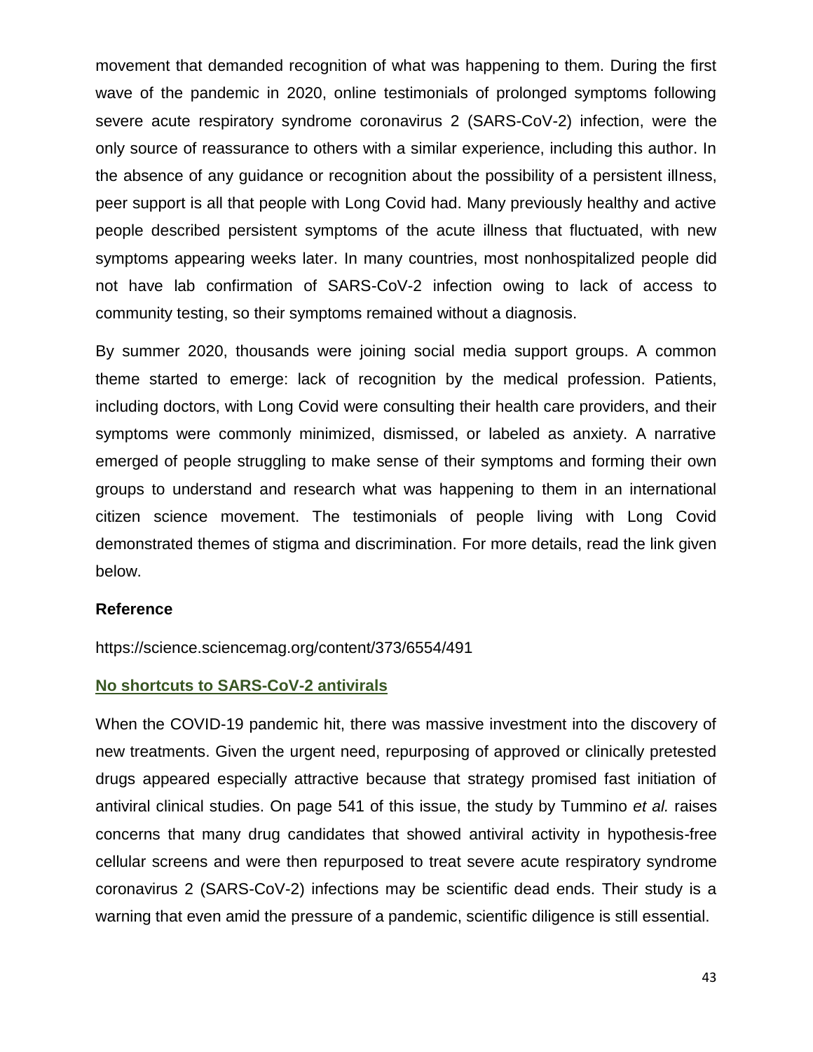movement that demanded recognition of what was happening to them. During the first wave of the pandemic in 2020, online testimonials of prolonged symptoms following severe acute respiratory syndrome coronavirus 2 (SARS-CoV-2) infection, were the only source of reassurance to others with a similar experience, including this author. In the absence of any guidance or recognition about the possibility of a persistent illness, peer support is all that people with Long Covid had. Many previously healthy and active people described persistent symptoms of the acute illness that fluctuated, with new symptoms appearing weeks later. In many countries, most nonhospitalized people did not have lab confirmation of SARS-CoV-2 infection owing to lack of access to community testing, so their symptoms remained without a diagnosis.

By summer 2020, thousands were joining social media support groups. A common theme started to emerge: lack of recognition by the medical profession. Patients, including doctors, with Long Covid were consulting their health care providers, and their symptoms were commonly minimized, dismissed, or labeled as anxiety. A narrative emerged of people struggling to make sense of their symptoms and forming their own groups to understand and research what was happening to them in an international citizen science movement. The testimonials of people living with Long Covid demonstrated themes of stigma and discrimination. For more details, read the link given below.

**Reference**

https://science.sciencemag.org/content/373/6554/491

**No shortcuts to SARS-CoV-2 antivirals**

When the COVID-19 pandemic hit, there was massive investment into the discovery of new treatments. Given the urgent need, repurposing of approved or clinically pretested drugs appeared especially attractive because that strategy promised fast initiation of antiviral clinical studies. On page 541 of this issue, the study by Tummino *et al.* raises concerns that many drug candidates that showed antiviral activity in hypothesis-free cellular screens and were then repurposed to treat severe acute respiratory syndrome coronavirus 2 (SARS-CoV-2) infections may be scientific dead ends. Their study is a warning that even amid the pressure of a pandemic, scientific diligence is still essential.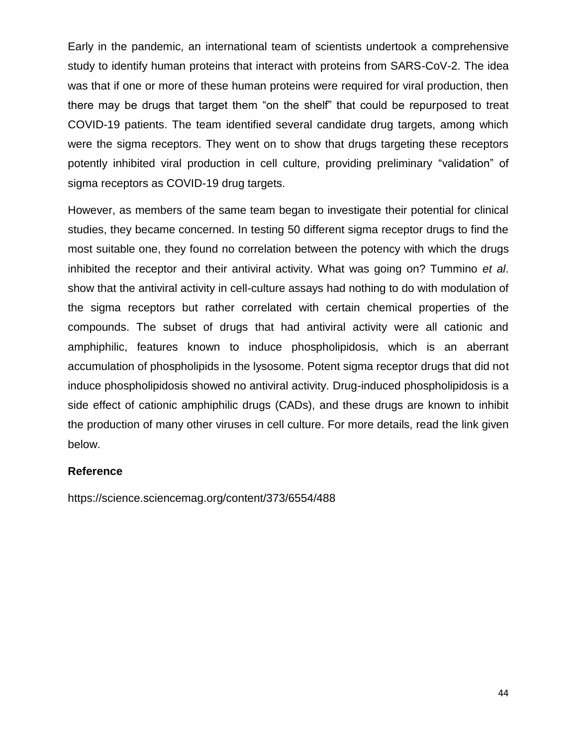Early in the pandemic, an international team of scientists undertook a comprehensive study to identify human proteins that interact with proteins from SARS-CoV-2. The idea was that if one or more of these human proteins were required for viral production, then there may be drugs that target them "on the shelf" that could be repurposed to treat COVID-19 patients. The team identified several candidate drug targets, among which were the sigma receptors. They went on to show that drugs targeting these receptors potently inhibited viral production in cell culture, providing preliminary "validation" of sigma receptors as COVID-19 drug targets.

However, as members of the same team began to investigate their potential for clinical studies, they became concerned. In testing 50 different sigma receptor drugs to find the most suitable one, they found no correlation between the potency with which the drugs inhibited the receptor and their antiviral activity. What was going on? Tummino *et al*. show that the antiviral activity in cell-culture assays had nothing to do with modulation of the sigma receptors but rather correlated with certain chemical properties of the compounds. The subset of drugs that had antiviral activity were all cationic and amphiphilic, features known to induce phospholipidosis, which is an aberrant accumulation of phospholipids in the lysosome. Potent sigma receptor drugs that did not induce phospholipidosis showed no antiviral activity. Drug-induced phospholipidosis is a side effect of cationic amphiphilic drugs (CADs), and these drugs are known to inhibit the production of many other viruses in cell culture. For more details, read the link given below.

**Reference**

https://science.sciencemag.org/content/373/6554/488